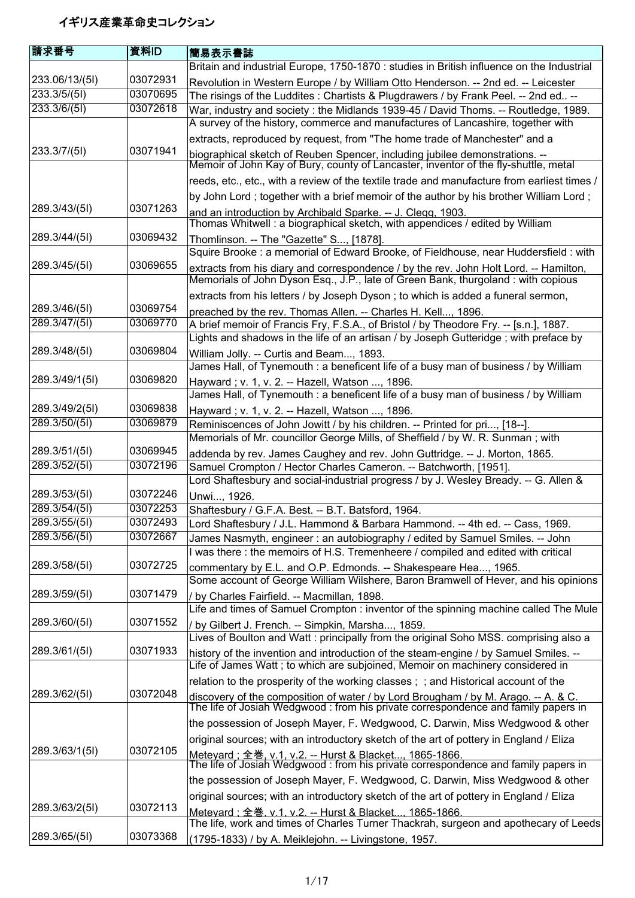# イギリス産業革命史コレクション

| 請求番号 | 資料ID | 簡易表示書誌 |
| --- | --- | --- |
| 233.06/13/(5I) | 03072931 | Britain and industrial Europe, 1750-1870 : studies in British influence on the Industrial Revolution in Western Europe / by William Otto Henderson. -- 2nd ed. -- Leicester |
| 233.3/5/(5I) | 03070695 | The risings of the Luddites : Chartists & Plugdrawers / by Frank Peel. -- 2nd ed.. -- |
| 233.3/6/(5I) | 03072618 | War, industry and society : the Midlands 1939-45 / David Thoms. -- Routledge, 1989. |
| 233.3/7/(5I) | 03071941 | A survey of the history, commerce and manufactures of Lancashire, together with extracts, reproduced by request, from "The home trade of Manchester" and a biographical sketch of Reuben Spencer, including jubilee demonstrations. -- |
| 289.3/43/(5I) | 03071263 | Memoir of John Kay of Bury, county of Lancaster, inventor of the fly-shuttle, metal reeds, etc., etc., with a review of the textile trade and manufacture from earliest times / by John Lord ; together with a brief memoir of the author by his brother William Lord ; and an introduction by Archibald Sparke. -- J. Clegg, 1903. |
| 289.3/44/(5I) | 03069432 | Thomas Whitwell : a biographical sketch, with appendices / edited by William Thomlinson. -- The "Gazette" S..., [1878]. |
| 289.3/45/(5I) | 03069655 | Squire Brooke : a memorial of Edward Brooke, of Fieldhouse, near Huddersfield : with extracts from his diary and correspondence / by the rev. John Holt Lord. -- Hamilton, |
| 289.3/46/(5I) | 03069754 | Memorials of John Dyson Esq., J.P., late of Green Bank, thurgoland : with copious extracts from his letters / by Joseph Dyson ; to which is added a funeral sermon, preached by the rev. Thomas Allen. -- Charles H. Kell..., 1896. |
| 289.3/47/(5I) | 03069770 | A brief memoir of Francis Fry, F.S.A., of Bristol / by Theodore Fry. -- [s.n.], 1887. |
| 289.3/48/(5I) | 03069804 | Lights and shadows in the life of an artisan / by Joseph Gutteridge ; with preface by William Jolly. -- Curtis and Beam..., 1893. |
| 289.3/49/1(5I) | 03069820 | James Hall, of Tynemouth : a beneficent life of a busy man of business / by William Hayward ; v. 1, v. 2. -- Hazell, Watson ..., 1896. |
| 289.3/49/2(5I) | 03069838 | James Hall, of Tynemouth : a beneficent life of a busy man of business / by William Hayward ; v. 1, v. 2. -- Hazell, Watson ..., 1896. |
| 289.3/50/(5I) | 03069879 | Reminiscences of John Jowitt / by his children. -- Printed for pri..., [18--]. |
| 289.3/51/(5I) | 03069945 | Memorials of Mr. councillor George Mills, of Sheffield / by W. R. Sunman ; with addenda by rev. James Caughey and rev. John Guttridge. -- J. Morton, 1865. |
| 289.3/52/(5I) | 03072196 | Samuel Crompton / Hector Charles Cameron. -- Batchworth, [1951]. |
| 289.3/53/(5I) | 03072246 | Lord Shaftesbury and social-industrial progress / by J. Wesley Bready. -- G. Allen & Unwi..., 1926. |
| 289.3/54/(5I) | 03072253 | Shaftesbury / G.F.A. Best. -- B.T. Batsford, 1964. |
| 289.3/55/(5I) | 03072493 | Lord Shaftesbury / J.L. Hammond & Barbara Hammond. -- 4th ed. -- Cass, 1969. |
| 289.3/56/(5I) | 03072667 | James Nasmyth, engineer : an autobiography / edited by Samuel Smiles. -- John |
| 289.3/58/(5I) | 03072725 | I was there : the memoirs of H.S. Tremenheere / compiled and edited with critical commentary by E.L. and O.P. Edmonds. -- Shakespeare Hea..., 1965. |
| 289.3/59/(5I) | 03071479 | Some account of George William Wilshere, Baron Bramwell of Hever, and his opinions / by Charles Fairfield. -- Macmillan, 1898. |
| 289.3/60/(5I) | 03071552 | Life and times of Samuel Crompton : inventor of the spinning machine called The Mule / by Gilbert J. French. -- Simpkin, Marsha..., 1859. |
| 289.3/61/(5I) | 03071933 | Lives of Boulton and Watt : principally from the original Soho MSS. comprising also a history of the invention and introduction of the steam-engine / by Samuel Smiles. -- |
| 289.3/62/(5I) | 03072048 | Life of James Watt ; to which are subjoined, Memoir on machinery considered in relation to the prosperity of the working classes ; ; and Historical account of the discovery of the composition of water / by Lord Brougham / by M. Arago. -- A. & C. |
| 289.3/63/1(5I) | 03072105 | The life of Josiah Wedgwood : from his private correspondence and family papers in the possession of Joseph Mayer, F. Wedgwood, C. Darwin, Miss Wedgwood & other original sources; with an introductory sketch of the art of pottery in England / Eliza Meteyard ; 全巻, v.1, v.2. -- Hurst & Blacket..., 1865-1866. |
| 289.3/63/2(5I) | 03072113 | The life of Josiah Wedgwood : from his private correspondence and family papers in the possession of Joseph Mayer, F. Wedgwood, C. Darwin, Miss Wedgwood & other original sources; with an introductory sketch of the art of pottery in England / Eliza Meteyard ; 全巻, v.1, v.2. -- Hurst & Blacket..., 1865-1866. |
| 289.3/65/(5I) | 03073368 | The life, work and times of Charles Turner Thackrah, surgeon and apothecary of Leeds (1795-1833) / by A. Meiklejohn. -- Livingstone, 1957. |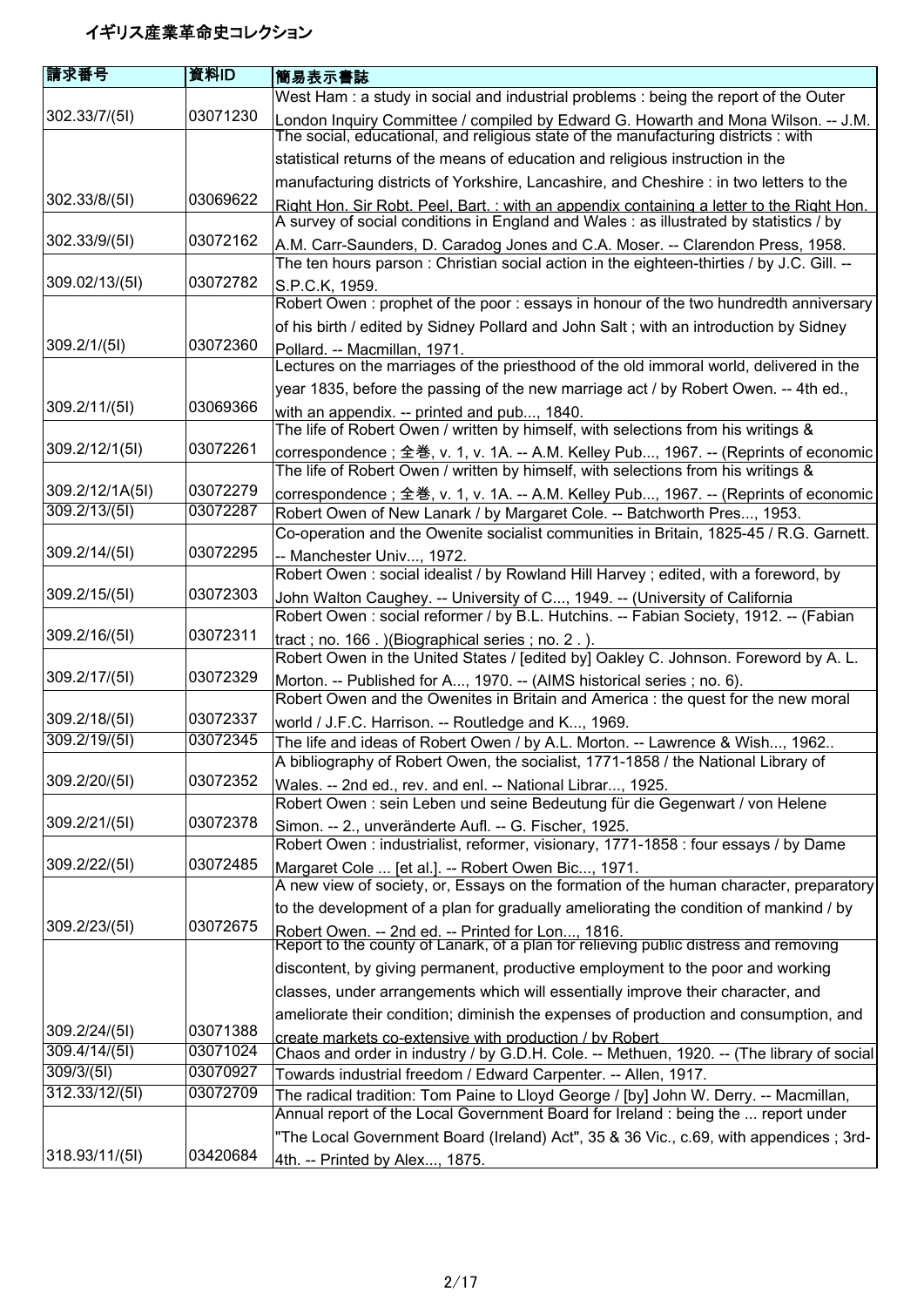# イギリス産業革命史コレクション

| 請求番号 | 資料ID | 簡易表示書誌 |
|---|---|---|
| 302.33/7/(5I) | 03071230 | West Ham : a study in social and industrial problems : being the report of the Outer London Inquiry Committee / compiled by Edward G. Howarth and Mona Wilson. -- J.M. |
| 302.33/8/(5I) | 03069622 | The social, educational, and religious state of the manufacturing districts : with statistical returns of the means of education and religious instruction in the manufacturing districts of Yorkshire, Lancashire, and Cheshire : in two letters to the Right Hon. Sir Robt. Peel, Bart. : with an appendix containing a letter to the Right Hon. |
| 302.33/9/(5I) | 03072162 | A survey of social conditions in England and Wales : as illustrated by statistics / by A.M. Carr-Saunders, D. Caradog Jones and C.A. Moser. -- Clarendon Press, 1958. |
| 309.02/13/(5I) | 03072782 | The ten hours parson : Christian social action in the eighteen-thirties / by J.C. Gill. -- S.P.C.K, 1959. |
| 309.2/1/(5I) | 03072360 | Robert Owen : prophet of the poor : essays in honour of the two hundredth anniversary of his birth / edited by Sidney Pollard and John Salt ; with an introduction by Sidney Pollard. -- Macmillan, 1971. |
| 309.2/11/(5I) | 03069366 | Lectures on the marriages of the priesthood of the old immoral world, delivered in the year 1835, before the passing of the new marriage act / by Robert Owen. -- 4th ed., with an appendix. -- printed and pub..., 1840. |
| 309.2/12/1(5I) | 03072261 | The life of Robert Owen / written by himself, with selections from his writings & correspondence ; 全巻, v. 1, v. 1A. -- A.M. Kelley Pub..., 1967. -- (Reprints of economic |
| 309.2/12/1A(5I) | 03072279 | The life of Robert Owen / written by himself, with selections from his writings & correspondence ; 全巻, v. 1, v. 1A. -- A.M. Kelley Pub..., 1967. -- (Reprints of economic |
| 309.2/13/(5I) | 03072287 | Robert Owen of New Lanark / by Margaret Cole. -- Batchworth Pres..., 1953. |
| 309.2/14/(5I) | 03072295 | Co-operation and the Owenite socialist communities in Britain, 1825-45 / R.G. Garnett. -- Manchester Univ..., 1972. |
| 309.2/15/(5I) | 03072303 | Robert Owen : social idealist / by Rowland Hill Harvey ; edited, with a foreword, by John Walton Caughey. -- University of C..., 1949. -- (University of California |
| 309.2/16/(5I) | 03072311 | Robert Owen : social reformer / by B.L. Hutchins. -- Fabian Society, 1912. -- (Fabian tract ; no. 166 . )(Biographical series ; no. 2 . ). |
| 309.2/17/(5I) | 03072329 | Robert Owen in the United States / [edited by] Oakley C. Johnson. Foreword by A. L. Morton. -- Published for A..., 1970. -- (AIMS historical series ; no. 6). |
| 309.2/18/(5I) | 03072337 | Robert Owen and the Owenites in Britain and America : the quest for the new moral world / J.F.C. Harrison. -- Routledge and K..., 1969. |
| 309.2/19/(5I) | 03072345 | The life and ideas of Robert Owen / by A.L. Morton. -- Lawrence & Wish..., 1962.. |
| 309.2/20/(5I) | 03072352 | A bibliography of Robert Owen, the socialist, 1771-1858 / the National Library of Wales. -- 2nd ed., rev. and enl. -- National Librar..., 1925. |
| 309.2/21/(5I) | 03072378 | Robert Owen : sein Leben und seine Bedeutung für die Gegenwart / von Helene Simon. -- 2., unveränderte Aufl. -- G. Fischer, 1925. |
| 309.2/22/(5I) | 03072485 | Robert Owen : industrialist, reformer, visionary, 1771-1858 : four essays / by Dame Margaret Cole ... [et al.]. -- Robert Owen Bic..., 1971. |
| 309.2/23/(5I) | 03072675 | A new view of society, or, Essays on the formation of the human character, preparatory to the development of a plan for gradually ameliorating the condition of mankind / by Robert Owen. -- 2nd ed. -- Printed for Lon..., 1816. |
| 309.2/24/(5I) | 03071388 | Report to the county of Lanark, of a plan for relieving public distress and removing discontent, by giving permanent, productive employment to the poor and working classes, under arrangements which will essentially improve their character, and ameliorate their condition; diminish the expenses of production and consumption, and create markets co-extensive with production / by Robert |
| 309.4/14/(5I) | 03071024 | Chaos and order in industry / by G.D.H. Cole. -- Methuen, 1920. -- (The library of social |
| 309/3/(5I) | 03070927 | Towards industrial freedom / Edward Carpenter. -- Allen, 1917. |
| 312.33/12/(5I) | 03072709 | The radical tradition: Tom Paine to Lloyd George / [by] John W. Derry. -- Macmillan, |
| 318.93/11/(5I) | 03420684 | Annual report of the Local Government Board for Ireland : being the ... report under "The Local Government Board (Ireland) Act", 35 & 36 Vic., c.69, with appendices ; 3rd-4th. -- Printed by Alex..., 1875. |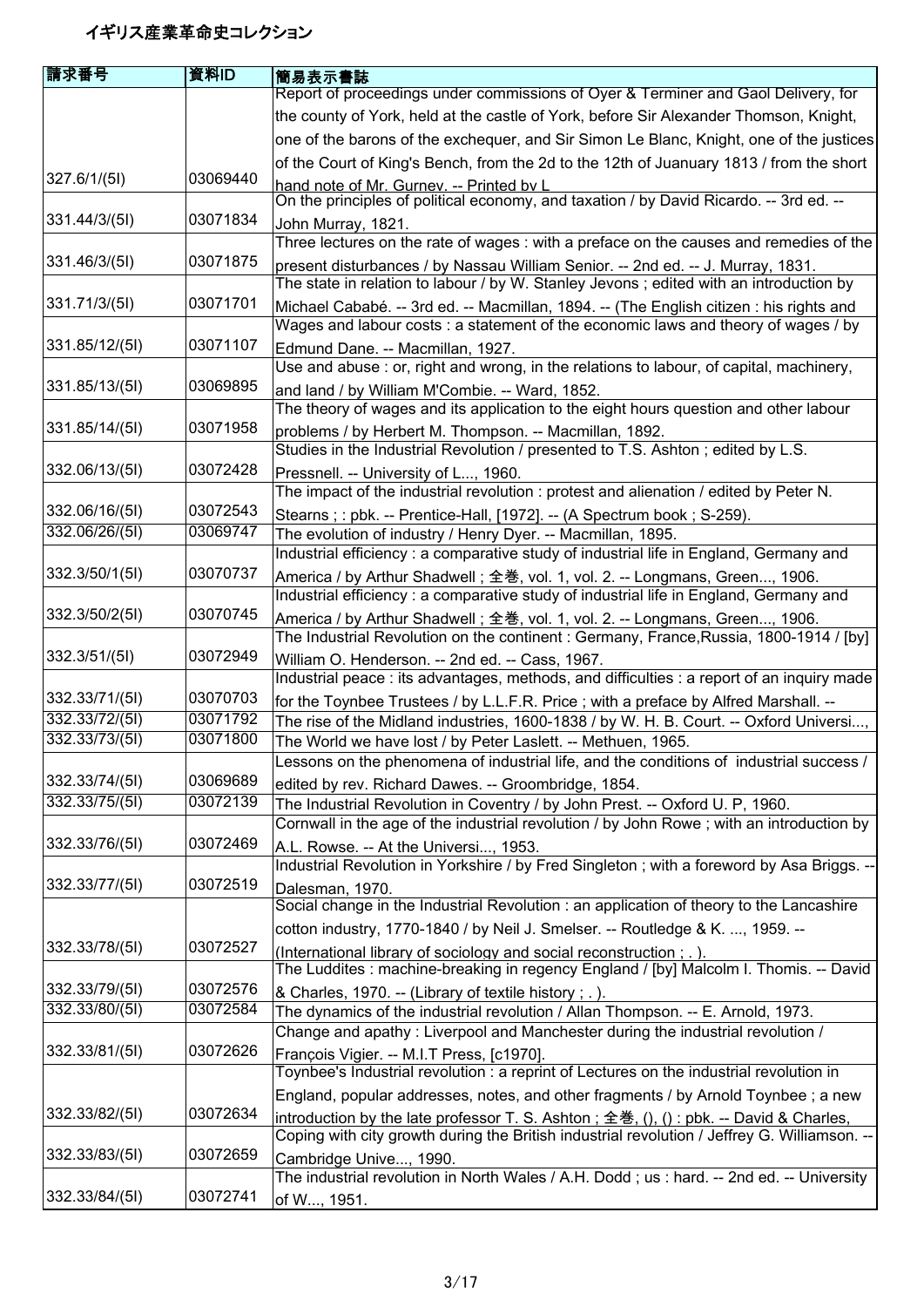# イギリス産業革命史コレクション

| 請求番号 | 資料ID | 簡易表示書誌 |
| --- | --- | --- |
| 327.6/1/(5I) | 03069440 | Report of proceedings under commissions of Oyer & Terminer and Gaol Delivery, for the county of York, held at the castle of York, before Sir Alexander Thomson, Knight, one of the barons of the exchequer, and Sir Simon Le Blanc, Knight, one of the justices of the Court of King's Bench, from the 2d to the 12th of Juanuary 1813 / from the short hand note of Mr. Gurney. -- Printed by L |
| 331.44/3/(5I) | 03071834 | On the principles of political economy, and taxation / by David Ricardo. -- 3rd ed. -- John Murray, 1821. |
| 331.46/3/(5I) | 03071875 | Three lectures on the rate of wages : with a preface on the causes and remedies of the present disturbances / by Nassau William Senior. -- 2nd ed. -- J. Murray, 1831. |
| 331.71/3/(5I) | 03071701 | The state in relation to labour / by W. Stanley Jevons ; edited with an introduction by Michael Cababé. -- 3rd ed. -- Macmillan, 1894. -- (The English citizen : his rights and |
| 331.85/12/(5I) | 03071107 | Wages and labour costs : a statement of the economic laws and theory of wages / by Edmund Dane. -- Macmillan, 1927. |
| 331.85/13/(5I) | 03069895 | Use and abuse : or, right and wrong, in the relations to labour, of capital, machinery, and land / by William M'Combie. -- Ward, 1852. |
| 331.85/14/(5I) | 03071958 | The theory of wages and its application to the eight hours question and other labour problems / by Herbert M. Thompson. -- Macmillan, 1892. |
| 332.06/13/(5I) | 03072428 | Studies in the Industrial Revolution / presented to T.S. Ashton ; edited by L.S. Pressnell. -- University of L..., 1960. |
| 332.06/16/(5I) | 03072543 | The impact of the industrial revolution : protest and alienation / edited by Peter N. Stearns ; : pbk. -- Prentice-Hall, [1972]. -- (A Spectrum book ; S-259). |
| 332.06/26/(5I) | 03069747 | The evolution of industry / Henry Dyer. -- Macmillan, 1895. |
| 332.3/50/1(5I) | 03070737 | Industrial efficiency : a comparative study of industrial life in England, Germany and America / by Arthur Shadwell ; 全巻, vol. 1, vol. 2. -- Longmans, Green..., 1906. |
| 332.3/50/2(5I) | 03070745 | Industrial efficiency : a comparative study of industrial life in England, Germany and America / by Arthur Shadwell ; 全巻, vol. 1, vol. 2. -- Longmans, Green..., 1906. |
| 332.3/51/(5I) | 03072949 | The Industrial Revolution on the continent : Germany, France,Russia, 1800-1914 / [by] William O. Henderson. -- 2nd ed. -- Cass, 1967. |
| 332.33/71/(5I) | 03070703 | Industrial peace : its advantages, methods, and difficulties : a report of an inquiry made for the Toynbee Trustees / by L.L.F.R. Price ; with a preface by Alfred Marshall. -- |
| 332.33/72/(5I) | 03071792 | The rise of the Midland industries, 1600-1838 / by W. H. B. Court. -- Oxford Universi..., |
| 332.33/73/(5I) | 03071800 | The World we have lost / by Peter Laslett. -- Methuen, 1965. |
| 332.33/74/(5I) | 03069689 | Lessons on the phenomena of industrial life, and the conditions of industrial success / edited by rev. Richard Dawes. -- Groombridge, 1854. |
| 332.33/75/(5I) | 03072139 | The Industrial Revolution in Coventry / by John Prest. -- Oxford U. P, 1960. |
| 332.33/76/(5I) | 03072469 | Cornwall in the age of the industrial revolution / by John Rowe ; with an introduction by A.L. Rowse. -- At the Universi..., 1953. |
| 332.33/77/(5I) | 03072519 | Industrial Revolution in Yorkshire / by Fred Singleton ; with a foreword by Asa Briggs. -- Dalesman, 1970. |
| 332.33/78/(5I) | 03072527 | Social change in the Industrial Revolution : an application of theory to the Lancashire cotton industry, 1770-1840 / by Neil J. Smelser. -- Routledge & K. ..., 1959. -- (International library of sociology and social reconstruction ; . ). |
| 332.33/79/(5I) | 03072576 | The Luddites : machine-breaking in regency England / [by] Malcolm I. Thomis. -- David & Charles, 1970. -- (Library of textile history ; . ). |
| 332.33/80/(5I) | 03072584 | The dynamics of the industrial revolution / Allan Thompson. -- E. Arnold, 1973. |
| 332.33/81/(5I) | 03072626 | Change and apathy : Liverpool and Manchester during the industrial revolution / François Vigier. -- M.I.T Press, [c1970]. |
| 332.33/82/(5I) | 03072634 | Toynbee's Industrial revolution : a reprint of Lectures on the industrial revolution in England, popular addresses, notes, and other fragments / by Arnold Toynbee ; a new introduction by the late professor T. S. Ashton ; 全巻, (), () : pbk. -- David & Charles, |
| 332.33/83/(5I) | 03072659 | Coping with city growth during the British industrial revolution / Jeffrey G. Williamson. -- Cambridge Unive..., 1990. |
| 332.33/84/(5I) | 03072741 | The industrial revolution in North Wales / A.H. Dodd ; us : hard. -- 2nd ed. -- University of W..., 1951. |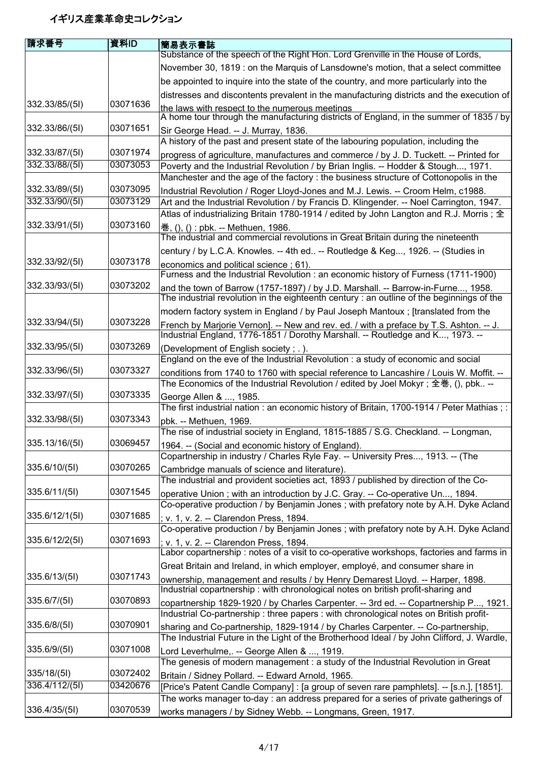# イギリス産業革命史コレクション

| 請求番号 | 資料ID | 簡易表示書誌 |
| --- | --- | --- |
| 332.33/85/(5I) | 03071636 | Substance of the speech of the Right Hon. Lord Grenville in the House of Lords, November 30, 1819 : on the Marquis of Lansdowne's motion, that a select committee be appointed to inquire into the state of the country, and more particularly into the distresses and discontents prevalent in the manufacturing districts and the execution of the laws with respect to the numerous meetings |
| 332.33/86/(5I) | 03071651 | A home tour through the manufacturing districts of England, in the summer of 1835 / by Sir George Head. -- J. Murray, 1836. |
| 332.33/87/(5I) | 03071974 | A history of the past and present state of the labouring population, including the progress of agriculture, manufactures and commerce / by J. D. Tuckett. -- Printed for |
| 332.33/88/(5I) | 03073053 | Poverty and the Industrial Revolution / by Brian Inglis. -- Hodder & Stough..., 1971. |
| 332.33/89/(5I) | 03073095 | Manchester and the age of the factory : the business structure of Cottonopolis in the Industrial Revolution / Roger Lloyd-Jones and M.J. Lewis. -- Croom Helm, c1988. |
| 332.33/90/(5I) | 03073129 | Art and the Industrial Revolution / by Francis D. Klingender. -- Noel Carrington, 1947. |
| 332.33/91/(5I) | 03073160 | Atlas of industrializing Britain 1780-1914 / edited by John Langton and R.J. Morris ; 全巻, (), () : pbk. -- Methuen, 1986. |
| 332.33/92/(5I) | 03073178 | The industrial and commercial revolutions in Great Britain during the nineteenth century / by L.C.A. Knowles. -- 4th ed.. -- Routledge & Keg..., 1926. -- (Studies in economics and political science ; 61). |
| 332.33/93/(5I) | 03073202 | Furness and the Industrial Revolution : an economic history of Furness (1711-1900) and the town of Barrow (1757-1897) / by J.D. Marshall. -- Barrow-in-Furne..., 1958. |
| 332.33/94/(5I) | 03073228 | The industrial revolution in the eighteenth century : an outline of the beginnings of the modern factory system in England / by Paul Joseph Mantoux ; [translated from the French by Marjorie Vernon]. -- New and rev. ed. / with a preface by T.S. Ashton. -- J. |
| 332.33/95/(5I) | 03073269 | Industrial England, 1776-1851 / Dorothy Marshall. -- Routledge and K..., 1973. -- (Development of English society ; . ). |
| 332.33/96/(5I) | 03073327 | England on the eve of the Industrial Revolution : a study of economic and social conditions from 1740 to 1760 with special reference to Lancashire / Louis W. Moffit. -- |
| 332.33/97/(5I) | 03073335 | The Economics of the Industrial Revolution / edited by Joel Mokyr ; 全巻, (), pbk.. -- George Allen & ..., 1985. |
| 332.33/98/(5I) | 03073343 | The first industrial nation : an economic history of Britain, 1700-1914 / Peter Mathias ; : pbk. -- Methuen, 1969. |
| 335.13/16/(5I) | 03069457 | The rise of industrial society in England, 1815-1885 / S.G. Checkland. -- Longman, 1964. -- (Social and economic history of England). |
| 335.6/10/(5I) | 03070265 | Copartnership in industry / Charles Ryle Fay. -- University Pres..., 1913. -- (The Cambridge manuals of science and literature). |
| 335.6/11/(5I) | 03071545 | The industrial and provident societies act, 1893 / published by direction of the Co-operative Union ; with an introduction by J.C. Gray. -- Co-operative Un..., 1894. |
| 335.6/12/1(5I) | 03071685 | Co-operative production / by Benjamin Jones ; with prefatory note by A.H. Dyke Acland ; v. 1, v. 2. -- Clarendon Press, 1894. |
| 335.6/12/2(5I) | 03071693 | Co-operative production / by Benjamin Jones ; with prefatory note by A.H. Dyke Acland ; v. 1, v. 2. -- Clarendon Press, 1894. |
| 335.6/13/(5I) | 03071743 | Labor copartnership : notes of a visit to co-operative workshops, factories and farms in Great Britain and Ireland, in which employer, employé, and consumer share in ownership, management and results / by Henry Demarest Lloyd. -- Harper, 1898. |
| 335.6/7/(5I) | 03070893 | Industrial copartnership : with chronological notes on british profit-sharing and copartnership 1829-1920 / by Charles Carpenter. -- 3rd ed. -- Copartnership P..., 1921. |
| 335.6/8/(5I) | 03070901 | Industrial Co-partnership : three papers : with chronological notes on British profit-sharing and Co-partnership, 1829-1914 / by Charles Carpenter. -- Co-partnership, |
| 335.6/9/(5I) | 03071008 | The Industrial Future in the Light of the Brotherhood Ideal / by John Clifford, J. Wardle, Lord Leverhulme,. -- George Allen & ..., 1919. |
| 335/18/(5I) | 03072402 | The genesis of modern management : a study of the Industrial Revolution in Great Britain / Sidney Pollard. -- Edward Arnold, 1965. |
| 336.4/112/(5I) | 03420676 | [Price's Patent Candle Company] : [a group of seven rare pamphlets]. -- [s.n.], [1851]. |
| 336.4/35/(5I) | 03070539 | The works manager to-day : an address prepared for a series of private gatherings of works managers / by Sidney Webb. -- Longmans, Green, 1917. |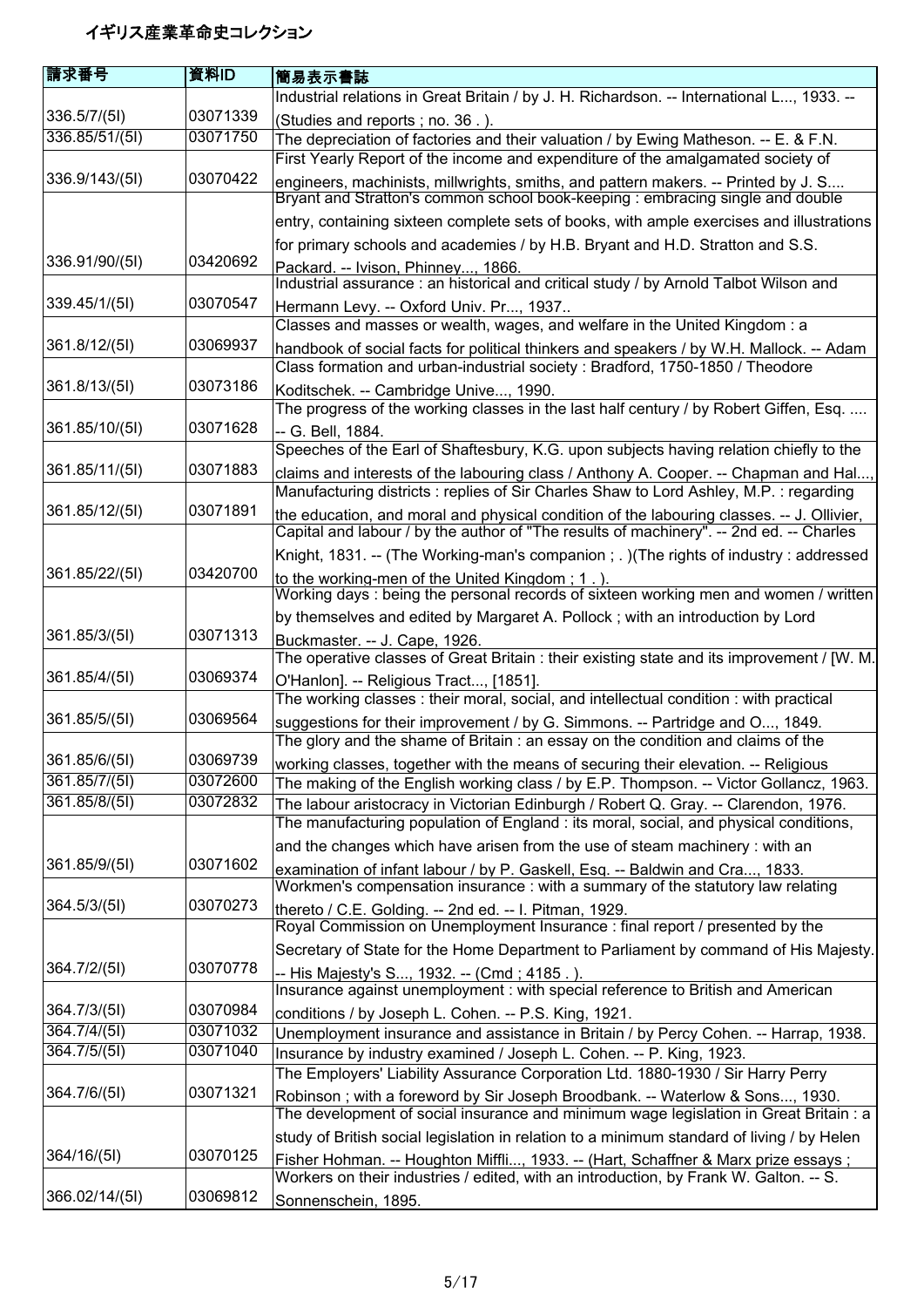# イギリス産業革命史コレクション

| 請求番号 | 資料ID | 簡易表示書誌 |
| --- | --- | --- |
| 336.5/7/(5I) | 03071339 | Industrial relations in Great Britain / by J. H. Richardson. -- International L..., 1933. -- (Studies and reports ; no. 36 . ). |
| 336.85/51/(5I) | 03071750 | The depreciation of factories and their valuation / by Ewing Matheson. -- E. & F.N. |
| 336.9/143/(5I) | 03070422 | First Yearly Report of the income and expenditure of the amalgamated society of engineers, machinists, millwrights, smiths, and pattern makers. -- Printed by J. S.... |
| 336.91/90/(5I) | 03420692 | Bryant and Stratton's common school book-keeping : embracing single and double entry, containing sixteen complete sets of books, with ample exercises and illustrations for primary schools and academies / by H.B. Bryant and H.D. Stratton and S.S. Packard. -- Ivison, Phinney..., 1866. |
| 339.45/1/(5I) | 03070547 | Industrial assurance : an historical and critical study / by Arnold Talbot Wilson and Hermann Levy. -- Oxford Univ. Pr..., 1937.. |
| 361.8/12/(5I) | 03069937 | Classes and masses or wealth, wages, and welfare in the United Kingdom : a handbook of social facts for political thinkers and speakers / by W.H. Mallock. -- Adam |
| 361.8/13/(5I) | 03073186 | Class formation and urban-industrial society : Bradford, 1750-1850 / Theodore Koditschek. -- Cambridge Unive..., 1990. |
| 361.85/10/(5I) | 03071628 | The progress of the working classes in the last half century / by Robert Giffen, Esq. .... -- G. Bell, 1884. |
| 361.85/11/(5I) | 03071883 | Speeches of the Earl of Shaftesbury, K.G. upon subjects having relation chiefly to the claims and interests of the labouring class / Anthony A. Cooper. -- Chapman and Hal..., |
| 361.85/12/(5I) | 03071891 | Manufacturing districts : replies of Sir Charles Shaw to Lord Ashley, M.P. : regarding the education, and moral and physical condition of the labouring classes. -- J. Ollivier, |
| 361.85/22/(5I) | 03420700 | Capital and labour / by the author of "The results of machinery". -- 2nd ed. -- Charles Knight, 1831. -- (The Working-man's companion ; . )(The rights of industry : addressed to the working-men of the United Kingdom ; 1 . ). |
| 361.85/3/(5I) | 03071313 | Working days : being the personal records of sixteen working men and women / written by themselves and edited by Margaret A. Pollock ; with an introduction by Lord Buckmaster. -- J. Cape, 1926. |
| 361.85/4/(5I) | 03069374 | The operative classes of Great Britain : their existing state and its improvement / [W. M. O'Hanlon]. -- Religious Tract..., [1851]. |
| 361.85/5/(5I) | 03069564 | The working classes : their moral, social, and intellectual condition : with practical suggestions for their improvement / by G. Simmons. -- Partridge and O..., 1849. |
| 361.85/6/(5I) | 03069739 | The glory and the shame of Britain : an essay on the condition and claims of the working classes, together with the means of securing their elevation. -- Religious |
| 361.85/7/(5I) | 03072600 | The making of the English working class / by E.P. Thompson. -- Victor Gollancz, 1963. |
| 361.85/8/(5I) | 03072832 | The labour aristocracy in Victorian Edinburgh / Robert Q. Gray. -- Clarendon, 1976. |
| 361.85/9/(5I) | 03071602 | The manufacturing population of England : its moral, social, and physical conditions, and the changes which have arisen from the use of steam machinery : with an examination of infant labour / by P. Gaskell, Esq. -- Baldwin and Cra..., 1833. |
| 364.5/3/(5I) | 03070273 | Workmen's compensation insurance : with a summary of the statutory law relating thereto / C.E. Golding. -- 2nd ed. -- I. Pitman, 1929. |
| 364.7/2/(5I) | 03070778 | Royal Commission on Unemployment Insurance : final report / presented by the Secretary of State for the Home Department to Parliament by command of His Majesty. -- His Majesty's S..., 1932. -- (Cmd ; 4185 . ). |
| 364.7/3/(5I) | 03070984 | Insurance against unemployment : with special reference to British and American conditions / by Joseph L. Cohen. -- P.S. King, 1921. |
| 364.7/4/(5I) | 03071032 | Unemployment insurance and assistance in Britain / by Percy Cohen. -- Harrap, 1938. |
| 364.7/5/(5I) | 03071040 | Insurance by industry examined / Joseph L. Cohen. -- P. King, 1923. |
| 364.7/6/(5I) | 03071321 | The Employers' Liability Assurance Corporation Ltd. 1880-1930 / Sir Harry Perry Robinson ; with a foreword by Sir Joseph Broodbank. -- Waterlow & Sons..., 1930. |
| 364/16/(5I) | 03070125 | The development of social insurance and minimum wage legislation in Great Britain : a study of British social legislation in relation to a minimum standard of living / by Helen Fisher Hohman. -- Houghton Miffli..., 1933. -- (Hart, Schaffner & Marx prize essays ; |
| 366.02/14/(5I) | 03069812 | Workers on their industries / edited, with an introduction, by Frank W. Galton. -- S. Sonnenschein, 1895. |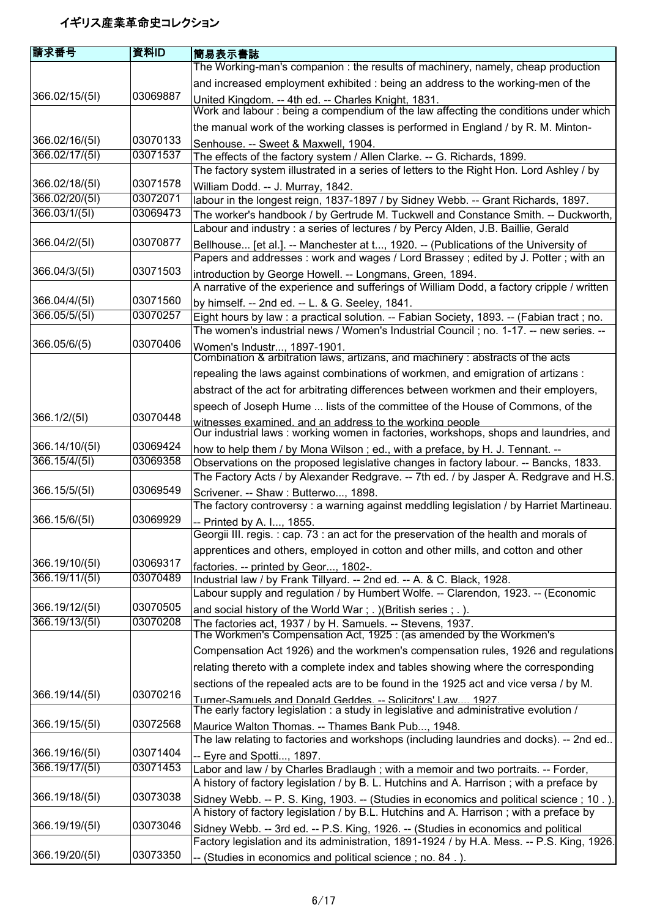# イギリス産業革命史コレクション

| 請求番号 | 資料ID | 簡易表示書誌 |
|---|---|---|
| 366.02/15/(5I) | 03069887 | The Working-man's companion : the results of machinery, namely, cheap production and increased employment exhibited : being an address to the working-men of the United Kingdom. -- 4th ed. -- Charles Knight, 1831. |
| 366.02/16/(5I) | 03070133 | Work and labour : being a compendium of the law affecting the conditions under which the manual work of the working classes is performed in England / by R. M. Minton-Senhouse. -- Sweet & Maxwell, 1904. |
| 366.02/17/(5I) | 03071537 | The effects of the factory system / Allen Clarke. -- G. Richards, 1899. |
| 366.02/18/(5I) | 03071578 | The factory system illustrated in a series of letters to the Right Hon. Lord Ashley / by William Dodd. -- J. Murray, 1842. |
| 366.02/20/(5I) | 03072071 | labour in the longest reign, 1837-1897 / by Sidney Webb. -- Grant Richards, 1897. |
| 366.03/1/(5I) | 03069473 | The worker's handbook / by Gertrude M. Tuckwell and Constance Smith. -- Duckworth, |
| 366.04/2/(5I) | 03070877 | Labour and industry : a series of lectures / by Percy Alden, J.B. Baillie, Gerald Bellhouse... [et al.]. -- Manchester at t..., 1920. -- (Publications of the University of |
| 366.04/3/(5I) | 03071503 | Papers and addresses : work and wages / Lord Brassey ; edited by J. Potter ; with an introduction by George Howell. -- Longmans, Green, 1894. |
| 366.04/4/(5I) | 03071560 | A narrative of the experience and sufferings of William Dodd, a factory cripple / written by himself. -- 2nd ed. -- L. & G. Seeley, 1841. |
| 366.05/5/(5I) | 03070257 | Eight hours by law : a practical solution. -- Fabian Society, 1893. -- (Fabian tract ; no. |
| 366.05/6/(5) | 03070406 | The women's industrial news / Women's Industrial Council ; no. 1-17. -- new series. -- Women's Industr..., 1897-1901. |
| 366.1/2/(5I) | 03070448 | Combination & arbitration laws, artizans, and machinery : abstracts of the acts repealing the laws against combinations of workmen, and emigration of artizans : abstract of the act for arbitrating differences between workmen and their employers, speech of Joseph Hume ... lists of the committee of the House of Commons, of the witnesses examined, and an address to the working people |
| 366.14/10/(5I) | 03069424 | Our industrial laws : working women in factories, workshops, shops and laundries, and how to help them / by Mona Wilson ; ed., with a preface, by H. J. Tennant. -- |
| 366.15/4/(5I) | 03069358 | Observations on the proposed legislative changes in factory labour. -- Bancks, 1833. |
| 366.15/5/(5I) | 03069549 | The Factory Acts / by Alexander Redgrave. -- 7th ed. / by Jasper A. Redgrave and H.S. Scrivener. -- Shaw : Butterwo..., 1898. |
| 366.15/6/(5I) | 03069929 | The factory controversy : a warning against meddling legislation / by Harriet Martineau. -- Printed by A. I..., 1855. |
| 366.19/10/(5I) | 03069317 | Georgii III. regis. : cap. 73 : an act for the preservation of the health and morals of apprentices and others, employed in cotton and other mills, and cotton and other factories. -- printed by Geor..., 1802-. |
| 366.19/11/(5I) | 03070489 | Industrial law / by Frank Tillyard. -- 2nd ed. -- A. & C. Black, 1928. |
| 366.19/12/(5I) | 03070505 | Labour supply and regulation / by Humbert Wolfe. -- Clarendon, 1923. -- (Economic and social history of the World War ; . )(British series ; . ). |
| 366.19/13/(5I) | 03070208 | The factories act, 1937 / by H. Samuels. -- Stevens, 1937. |
| 366.19/14/(5I) | 03070216 | The Workmen's Compensation Act, 1925 : (as amended by the Workmen's Compensation Act 1926) and the workmen's compensation rules, 1926 and regulations relating thereto with a complete index and tables showing where the corresponding sections of the repealed acts are to be found in the 1925 act and vice versa / by M. Turner-Samuels and Donald Geddes. -- Solicitors' Law..., 1927. |
| 366.19/15/(5I) | 03072568 | The early factory legislation : a study in legislative and administrative evolution / Maurice Walton Thomas. -- Thames Bank Pub..., 1948. |
| 366.19/16/(5I) | 03071404 | The law relating to factories and workshops (including laundries and docks). -- 2nd ed.. -- Eyre and Spotti..., 1897. |
| 366.19/17/(5I) | 03071453 | Labor and law / by Charles Bradlaugh ; with a memoir and two portraits. -- Forder, |
| 366.19/18/(5I) | 03073038 | A history of factory legislation / by B. L. Hutchins and A. Harrison ; with a preface by Sidney Webb. -- P. S. King, 1903. -- (Studies in economics and political science ; 10 . ). |
| 366.19/19/(5I) | 03073046 | A history of factory legislation / by B.L. Hutchins and A. Harrison ; with a preface by Sidney Webb. -- 3rd ed. -- P.S. King, 1926. -- (Studies in economics and political |
| 366.19/20/(5I) | 03073350 | Factory legislation and its administration, 1891-1924 / by H.A. Mess. -- P.S. King, 1926. -- (Studies in economics and political science ; no. 84 . ). |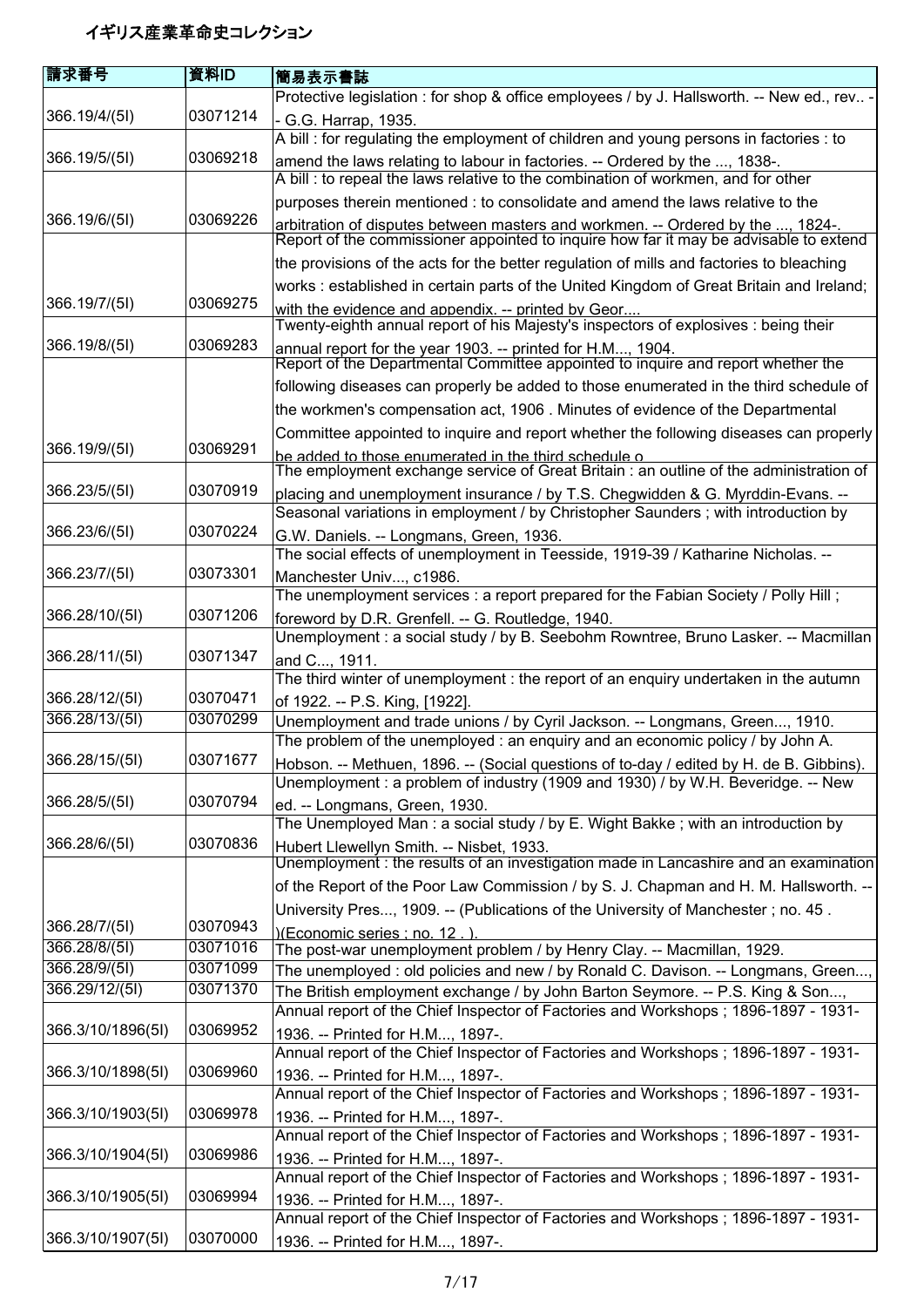# イギリス産業革命史コレクション

| 請求番号 | 資料ID | 簡易表示書誌 |
| --- | --- | --- |
| 366.19/4/(5I) | 03071214 | Protective legislation : for shop & office employees / by J. Hallsworth. -- New ed., rev.. -- G.G. Harrap, 1935. |
| 366.19/5/(5I) | 03069218 | A bill : for regulating the employment of children and young persons in factories : to amend the laws relating to labour in factories. -- Ordered by the ..., 1838-. |
| 366.19/6/(5I) | 03069226 | A bill : to repeal the laws relative to the combination of workmen, and for other purposes therein mentioned : to consolidate and amend the laws relative to the arbitration of disputes between masters and workmen. -- Ordered by the ..., 1824-. |
| 366.19/7/(5I) | 03069275 | Report of the commissioner appointed to inquire how far it may be advisable to extend the provisions of the acts for the better regulation of mills and factories to bleaching works : established in certain parts of the United Kingdom of Great Britain and Ireland; with the evidence and appendix. -- printed by Geor.... |
| 366.19/8/(5I) | 03069283 | Twenty-eighth annual report of his Majesty's inspectors of explosives : being their annual report for the year 1903. -- printed for H.M..., 1904. |
| 366.19/9/(5I) | 03069291 | Report of the Departmental Committee appointed to inquire and report whether the following diseases can properly be added to those enumerated in the third schedule of the workmen's compensation act, 1906 . Minutes of evidence of the Departmental Committee appointed to inquire and report whether the following diseases can properly be added to those enumerated in the third schedule o |
| 366.23/5/(5I) | 03070919 | The employment exchange service of Great Britain : an outline of the administration of placing and unemployment insurance / by T.S. Chegwidden & G. Myrddin-Evans. -- |
| 366.23/6/(5I) | 03070224 | Seasonal variations in employment / by Christopher Saunders ; with introduction by G.W. Daniels. -- Longmans, Green, 1936. |
| 366.23/7/(5I) | 03073301 | The social effects of unemployment in Teesside, 1919-39 / Katharine Nicholas. -- Manchester Univ..., c1986. |
| 366.28/10/(5I) | 03071206 | The unemployment services : a report prepared for the Fabian Society / Polly Hill ; foreword by D.R. Grenfell. -- G. Routledge, 1940. |
| 366.28/11/(5I) | 03071347 | Unemployment : a social study / by B. Seebohm Rowntree, Bruno Lasker. -- Macmillan and C..., 1911. |
| 366.28/12/(5I) | 03070471 | The third winter of unemployment : the report of an enquiry undertaken in the autumn of 1922. -- P.S. King, [1922]. |
| 366.28/13/(5I) | 03070299 | Unemployment and trade unions / by Cyril Jackson. -- Longmans, Green..., 1910. |
| 366.28/15/(5I) | 03071677 | The problem of the unemployed : an enquiry and an economic policy / by John A. Hobson. -- Methuen, 1896. -- (Social questions of to-day / edited by H. de B. Gibbins). |
| 366.28/5/(5I) | 03070794 | Unemployment : a problem of industry (1909 and 1930) / by W.H. Beveridge. -- New ed. -- Longmans, Green, 1930. |
| 366.28/6/(5I) | 03070836 | The Unemployed Man : a social study / by E. Wight Bakke ; with an introduction by Hubert Llewellyn Smith. -- Nisbet, 1933. |
| 366.28/7/(5I) | 03070943 | Unemployment : the results of an investigation made in Lancashire and an examination of the Report of the Poor Law Commission / by S. J. Chapman and H. M. Hallsworth. -- University Pres..., 1909. -- (Publications of the University of Manchester ; no. 45 . )(Economic series ; no. 12 . ). |
| 366.28/8/(5I) | 03071016 | The post-war unemployment problem / by Henry Clay. -- Macmillan, 1929. |
| 366.28/9/(5I) | 03071099 | The unemployed : old policies and new / by Ronald C. Davison. -- Longmans, Green..., |
| 366.29/12/(5I) | 03071370 | The British employment exchange / by John Barton Seymore. -- P.S. King & Son..., |
| 366.3/10/1896(5I) | 03069952 | Annual report of the Chief Inspector of Factories and Workshops ; 1896-1897 - 1931-1936. -- Printed for H.M..., 1897-. |
| 366.3/10/1898(5I) | 03069960 | Annual report of the Chief Inspector of Factories and Workshops ; 1896-1897 - 1931-1936. -- Printed for H.M..., 1897-. |
| 366.3/10/1903(5I) | 03069978 | Annual report of the Chief Inspector of Factories and Workshops ; 1896-1897 - 1931-1936. -- Printed for H.M..., 1897-. |
| 366.3/10/1904(5I) | 03069986 | Annual report of the Chief Inspector of Factories and Workshops ; 1896-1897 - 1931-1936. -- Printed for H.M..., 1897-. |
| 366.3/10/1905(5I) | 03069994 | Annual report of the Chief Inspector of Factories and Workshops ; 1896-1897 - 1931-1936. -- Printed for H.M..., 1897-. |
| 366.3/10/1907(5I) | 03070000 | Annual report of the Chief Inspector of Factories and Workshops ; 1896-1897 - 1931-1936. -- Printed for H.M..., 1897-. |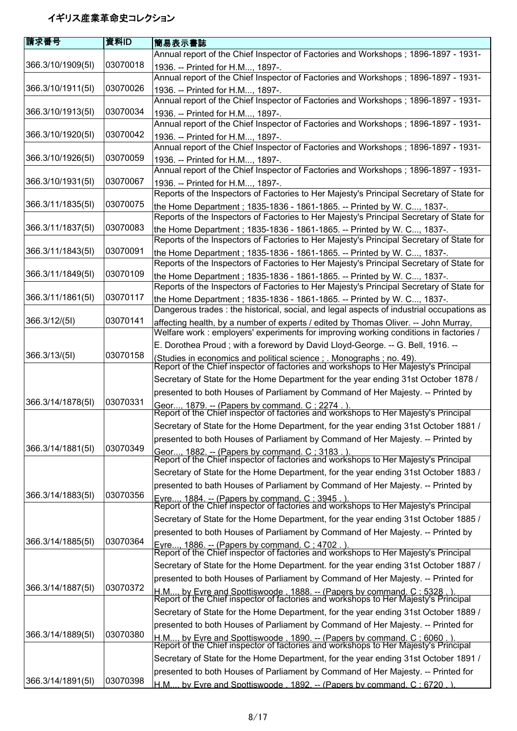# イギリス産業革命史コレクション

| 請求番号 | 資料ID | 簡易表示書誌 |
| --- | --- | --- |
| 366.3/10/1909(5I) | 03070018 | Annual report of the Chief Inspector of Factories and Workshops ; 1896-1897 - 1931-1936. -- Printed for H.M..., 1897-. |
| 366.3/10/1911(5I) | 03070026 | Annual report of the Chief Inspector of Factories and Workshops ; 1896-1897 - 1931-1936. -- Printed for H.M..., 1897-. |
| 366.3/10/1913(5I) | 03070034 | Annual report of the Chief Inspector of Factories and Workshops ; 1896-1897 - 1931-1936. -- Printed for H.M..., 1897-. |
| 366.3/10/1920(5I) | 03070042 | Annual report of the Chief Inspector of Factories and Workshops ; 1896-1897 - 1931-1936. -- Printed for H.M..., 1897-. |
| 366.3/10/1926(5I) | 03070059 | Annual report of the Chief Inspector of Factories and Workshops ; 1896-1897 - 1931-1936. -- Printed for H.M..., 1897-. |
| 366.3/10/1931(5I) | 03070067 | Annual report of the Chief Inspector of Factories and Workshops ; 1896-1897 - 1931-1936. -- Printed for H.M..., 1897-. |
| 366.3/11/1835(5I) | 03070075 | Reports of the Inspectors of Factories to Her Majesty's Principal Secretary of State for the Home Department ; 1835-1836 - 1861-1865. -- Printed by W. C..., 1837-. |
| 366.3/11/1837(5I) | 03070083 | Reports of the Inspectors of Factories to Her Majesty's Principal Secretary of State for the Home Department ; 1835-1836 - 1861-1865. -- Printed by W. C..., 1837-. |
| 366.3/11/1843(5I) | 03070091 | Reports of the Inspectors of Factories to Her Majesty's Principal Secretary of State for the Home Department ; 1835-1836 - 1861-1865. -- Printed by W. C..., 1837-. |
| 366.3/11/1849(5I) | 03070109 | Reports of the Inspectors of Factories to Her Majesty's Principal Secretary of State for the Home Department ; 1835-1836 - 1861-1865. -- Printed by W. C..., 1837-. |
| 366.3/11/1861(5I) | 03070117 | Reports of the Inspectors of Factories to Her Majesty's Principal Secretary of State for the Home Department ; 1835-1836 - 1861-1865. -- Printed by W. C..., 1837-. |
| 366.3/12/(5I) | 03070141 | Dangerous trades : the historical, social, and legal aspects of industrial occupations as affecting health, by a number of experts / edited by Thomas Oliver. -- John Murray, |
| 366.3/13/(5I) | 03070158 | Welfare work : employers' experiments for improving working conditions in factories / E. Dorothea Proud ; with a foreword by David Lloyd-George. -- G. Bell, 1916. -- (Studies in economics and political science ; . Monographs ; no. 49). |
| 366.3/14/1878(5I) | 03070331 | Report of the Chief inspector of factories and workshops to Her Majesty's Principal Secretary of State for the Home Department for the year ending 31st October 1878 / presented to both Houses of Parliament by Command of Her Majesty. -- Printed by Geor..., 1879. -- (Papers by command. C ; 2274 . ). |
| 366.3/14/1881(5I) | 03070349 | Report of the Chief inspector of factories and workshops to Her Majesty's Principal Secretary of State for the Home Department, for the year ending 31st October 1881 / presented to both Houses of Parliament by Command of Her Majesty. -- Printed by Geor..., 1882. -- (Papers by command. C ; 3183 . ). |
| 366.3/14/1883(5I) | 03070356 | Report of the Chief inspector of factories and workshops to Her Majesty's Principal Secretary of State for the Home Department, for the year ending 31st October 1883 / presented to bath Houses of Parliament by Command of Her Majesty. -- Printed by Eyre..., 1884. -- (Papers by command. C ; 3945 . ). |
| 366.3/14/1885(5I) | 03070364 | Report of the Chief inspector of factories and workshops to Her Majesty's Principal Secretary of State for the Home Department, for the year ending 31st October 1885 / presented to both Houses of Parliament by Command of Her Majesty. -- Printed by Eyre..., 1886. -- (Papers by command. C ; 4702 . ). |
| 366.3/14/1887(5I) | 03070372 | Report of the Chief inspector of factories and workshops to Her Majesty's Principal Secretary of State for the Home Department. for the year ending 31st October 1887 / presented to both Houses of Parliament by Command of Her Majesty. -- Printed for H.M..., by Eyre and Spottiswoode , 1888. -- (Papers by command. C ; 5328 . ). |
| 366.3/14/1889(5I) | 03070380 | Report of the Chief inspector of factories and workshops to Her Majesty's Principal Secretary of State for the Home Department, for the year ending 31st October 1889 / presented to both Houses of Parliament by Command of Her Majesty. -- Printed for H.M..., by Eyre and Spottiswoode , 1890. -- (Papers by command. C ; 6060 . ). |
| 366.3/14/1891(5I) | 03070398 | Report of the Chief inspector of factories and workshops to Her Majesty's Principal Secretary of State for the Home Department, for the year ending 31st October 1891 / presented to both Houses of Parliament by Command of Her Majesty. -- Printed for H.M..., by Eyre and Spottiswoode , 1892. -- (Papers by command. C ; 6720 . ). |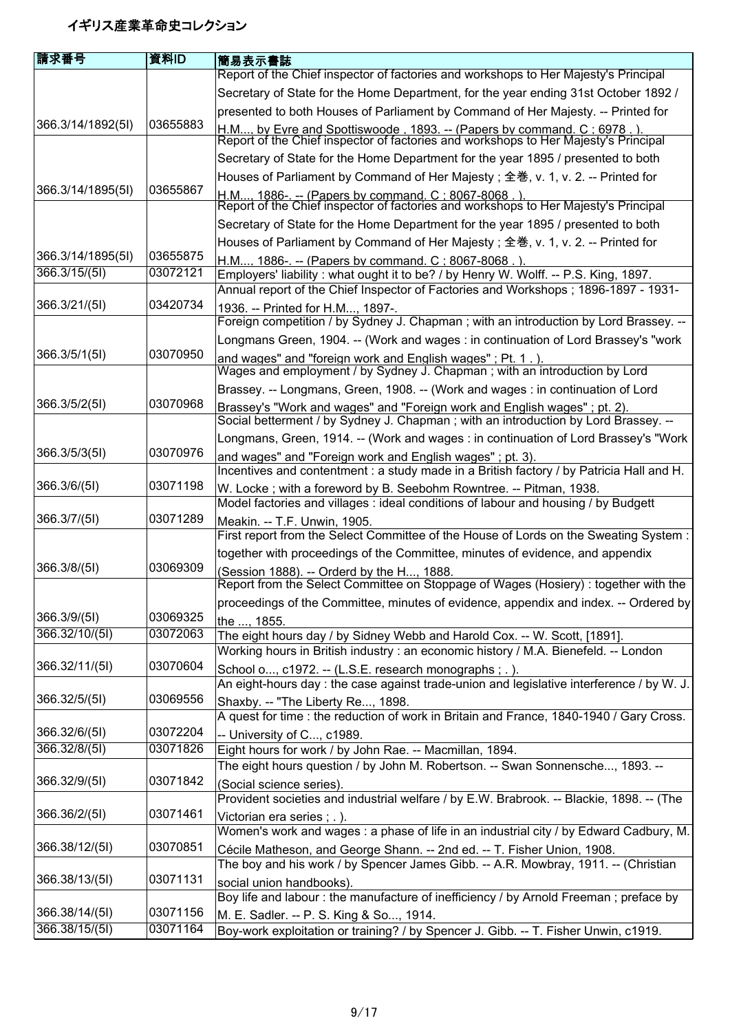# イギリス産業革命史コレクション

| 請求番号 | 資料ID | 簡易表示書誌 |
| --- | --- | --- |
| 366.3/14/1892(5I) | 03655883 | Report of the Chief inspector of factories and workshops to Her Majesty's Principal Secretary of State for the Home Department, for the year ending 31st October 1892 / presented to both Houses of Parliament by Command of Her Majesty. -- Printed for H.M..., by Eyre and Spottiswoode , 1893. -- (Papers by command. C ; 6978 . ). |
| 366.3/14/1895(5I) | 03655867 | Report of the Chief inspector of factories and workshops to Her Majesty's Principal Secretary of State for the Home Department for the year 1895 / presented to both Houses of Parliament by Command of Her Majesty ; 全巻, v. 1, v. 2. -- Printed for H.M..., 1886-. -- (Papers by command. C ; 8067-8068 . ). |
| 366.3/14/1895(5I) | 03655875 | Report of the Chief inspector of factories and workshops to Her Majesty's Principal Secretary of State for the Home Department for the year 1895 / presented to both Houses of Parliament by Command of Her Majesty ; 全巻, v. 1, v. 2. -- Printed for H.M..., 1886-. -- (Papers by command. C ; 8067-8068 . ). |
| 366.3/15/(5I) | 03072121 | Employers' liability : what ought it to be? / by Henry W. Wolff. -- P.S. King, 1897. |
| 366.3/21/(5I) | 03420734 | Annual report of the Chief Inspector of Factories and Workshops ; 1896-1897 - 1931-1936. -- Printed for H.M..., 1897-. |
| 366.3/5/1(5I) | 03070950 | Foreign competition / by Sydney J. Chapman ; with an introduction by Lord Brassey. -- Longmans Green, 1904. -- (Work and wages : in continuation of Lord Brassey's "work and wages" and "foreign work and English wages" ; Pt. 1 . ). |
| 366.3/5/2(5I) | 03070968 | Wages and employment / by Sydney J. Chapman ; with an introduction by Lord Brassey. -- Longmans, Green, 1908. -- (Work and wages : in continuation of Lord Brassey's "Work and wages" and "Foreign work and English wages" ; pt. 2). |
| 366.3/5/3(5I) | 03070976 | Social betterment / by Sydney J. Chapman ; with an introduction by Lord Brassey. -- Longmans, Green, 1914. -- (Work and wages : in continuation of Lord Brassey's "Work and wages" and "Foreign work and English wages" ; pt. 3). |
| 366.3/6/(5I) | 03071198 | Incentives and contentment : a study made in a British factory / by Patricia Hall and H. W. Locke ; with a foreword by B. Seebohm Rowntree. -- Pitman, 1938. |
| 366.3/7/(5I) | 03071289 | Model factories and villages : ideal conditions of labour and housing / by Budgett Meakin. -- T.F. Unwin, 1905. |
| 366.3/8/(5I) | 03069309 | First report from the Select Committee of the House of Lords on the Sweating System : together with proceedings of the Committee, minutes of evidence, and appendix (Session 1888). -- Orderd by the H..., 1888. |
| 366.3/9/(5I) | 03069325 | Report from the Select Committee on Stoppage of Wages (Hosiery) : together with the proceedings of the Committee, minutes of evidence, appendix and index. -- Ordered by the ..., 1855. |
| 366.32/10/(5I) | 03072063 | The eight hours day / by Sidney Webb and Harold Cox. -- W. Scott, [1891]. |
| 366.32/11/(5I) | 03070604 | Working hours in British industry : an economic history / M.A. Bienefeld. -- London School o..., c1972. -- (L.S.E. research monographs ; . ). |
| 366.32/5/(5I) | 03069556 | An eight-hours day : the case against trade-union and legislative interference / by W. J. Shaxby. -- "The Liberty Re..., 1898. |
| 366.32/6/(5I) | 03072204 | A quest for time : the reduction of work in Britain and France, 1840-1940 / Gary Cross. -- University of C..., c1989. |
| 366.32/8/(5I) | 03071826 | Eight hours for work / by John Rae. -- Macmillan, 1894. |
| 366.32/9/(5I) | 03071842 | The eight hours question / by John M. Robertson. -- Swan Sonnensche..., 1893. -- (Social science series). |
| 366.36/2/(5I) | 03071461 | Provident societies and industrial welfare / by E.W. Brabrook. -- Blackie, 1898. -- (The Victorian era series ; . ). |
| 366.38/12/(5I) | 03070851 | Women's work and wages : a phase of life in an industrial city / by Edward Cadbury, M. Cécile Matheson, and George Shann. -- 2nd ed. -- T. Fisher Union, 1908. |
| 366.38/13/(5I) | 03071131 | The boy and his work / by Spencer James Gibb. -- A.R. Mowbray, 1911. -- (Christian social union handbooks). |
| 366.38/14/(5I) | 03071156 | Boy life and labour : the manufacture of inefficiency / by Arnold Freeman ; preface by M. E. Sadler. -- P. S. King & So..., 1914. |
| 366.38/15/(5I) | 03071164 | Boy-work exploitation or training? / by Spencer J. Gibb. -- T. Fisher Unwin, c1919. |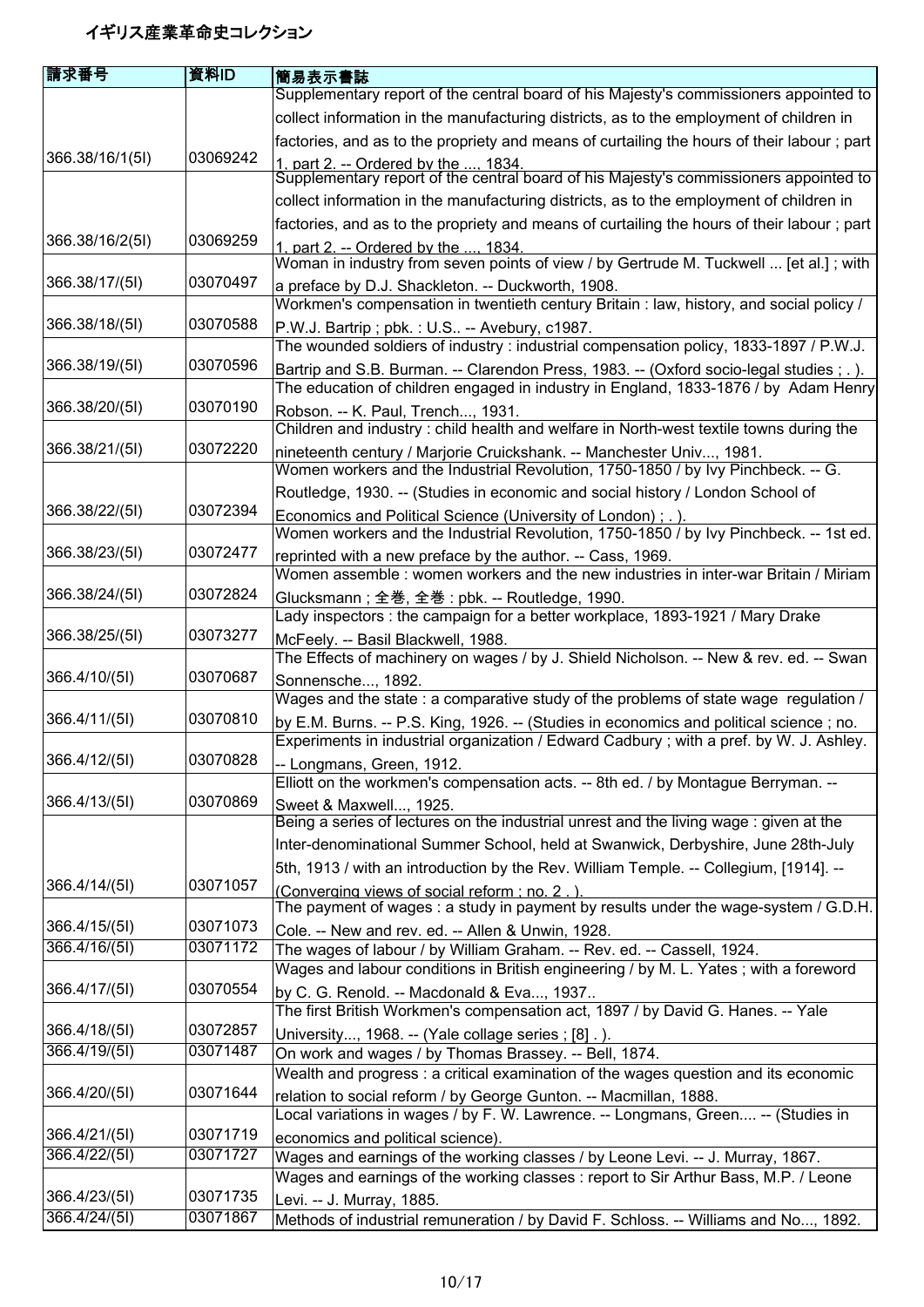# イギリス産業革命史コレクション

| 請求番号 | 資料ID | 簡易表示書誌 |
|---|---|---|
| 366.38/16/1(5I) | 03069242 | Supplementary report of the central board of his Majesty's commissioners appointed to collect information in the manufacturing districts, as to the employment of children in factories, and as to the propriety and means of curtailing the hours of their labour ; part 1, part 2. -- Ordered by the ..., 1834. |
| 366.38/16/2(5I) | 03069259 | Supplementary report of the central board of his Majesty's commissioners appointed to collect information in the manufacturing districts, as to the employment of children in factories, and as to the propriety and means of curtailing the hours of their labour ; part 1, part 2. -- Ordered by the ..., 1834. |
| 366.38/17/(5I) | 03070497 | Woman in industry from seven points of view / by Gertrude M. Tuckwell ... [et al.] ; with a preface by D.J. Shackleton. -- Duckworth, 1908. |
| 366.38/18/(5I) | 03070588 | Workmen's compensation in twentieth century Britain : law, history, and social policy / P.W.J. Bartrip ; pbk. : U.S.. -- Avebury, c1987. |
| 366.38/19/(5I) | 03070596 | The wounded soldiers of industry : industrial compensation policy, 1833-1897 / P.W.J. Bartrip and S.B. Burman. -- Clarendon Press, 1983. -- (Oxford socio-legal studies ; . ). |
| 366.38/20/(5I) | 03070190 | The education of children engaged in industry in England, 1833-1876 / by Adam Henry Robson. -- K. Paul, Trench..., 1931. |
| 366.38/21/(5I) | 03072220 | Children and industry : child health and welfare in North-west textile towns during the nineteenth century / Marjorie Cruickshank. -- Manchester Univ..., 1981. |
| 366.38/22/(5I) | 03072394 | Women workers and the Industrial Revolution, 1750-1850 / by Ivy Pinchbeck. -- G. Routledge, 1930. -- (Studies in economic and social history / London School of Economics and Political Science (University of London) ; . ). |
| 366.38/23/(5I) | 03072477 | Women workers and the Industrial Revolution, 1750-1850 / by Ivy Pinchbeck. -- 1st ed. reprinted with a new preface by the author. -- Cass, 1969. |
| 366.38/24/(5I) | 03072824 | Women assemble : women workers and the new industries in inter-war Britain / Miriam Glucksmann ; 全巻, 全巻 : pbk. -- Routledge, 1990. |
| 366.38/25/(5I) | 03073277 | Lady inspectors : the campaign for a better workplace, 1893-1921 / Mary Drake McFeely. -- Basil Blackwell, 1988. |
| 366.4/10/(5I) | 03070687 | The Effects of machinery on wages / by J. Shield Nicholson. -- New & rev. ed. -- Swan Sonnensche..., 1892. |
| 366.4/11/(5I) | 03070810 | Wages and the state : a comparative study of the problems of state wage regulation / by E.M. Burns. -- P.S. King, 1926. -- (Studies in economics and political science ; no. |
| 366.4/12/(5I) | 03070828 | Experiments in industrial organization / Edward Cadbury ; with a pref. by W. J. Ashley. -- Longmans, Green, 1912. |
| 366.4/13/(5I) | 03070869 | Elliott on the workmen's compensation acts. -- 8th ed. / by Montague Berryman. -- Sweet & Maxwell..., 1925. |
| 366.4/14/(5I) | 03071057 | Being a series of lectures on the industrial unrest and the living wage : given at the Inter-denominational Summer School, held at Swanwick, Derbyshire, June 28th-July 5th, 1913 / with an introduction by the Rev. William Temple. -- Collegium, [1914]. -- (Converging views of social reform ; no. 2 . ). |
| 366.4/15/(5I) | 03071073 | The payment of wages : a study in payment by results under the wage-system / G.D.H. Cole. -- New and rev. ed. -- Allen & Unwin, 1928. |
| 366.4/16/(5I) | 03071172 | The wages of labour / by William Graham. -- Rev. ed. -- Cassell, 1924. |
| 366.4/17/(5I) | 03070554 | Wages and labour conditions in British engineering / by M. L. Yates ; with a foreword by C. G. Renold. -- Macdonald & Eva..., 1937.. |
| 366.4/18/(5I) | 03072857 | The first British Workmen's compensation act, 1897 / by David G. Hanes. -- Yale University..., 1968. -- (Yale collage series ; [8] . ). |
| 366.4/19/(5I) | 03071487 | On work and wages / by Thomas Brassey. -- Bell, 1874. |
| 366.4/20/(5I) | 03071644 | Wealth and progress : a critical examination of the wages question and its economic relation to social reform / by George Gunton. -- Macmillan, 1888. |
| 366.4/21/(5I) | 03071719 | Local variations in wages / by F. W. Lawrence. -- Longmans, Green.... -- (Studies in economics and political science). |
| 366.4/22/(5I) | 03071727 | Wages and earnings of the working classes / by Leone Levi. -- J. Murray, 1867. |
| 366.4/23/(5I) | 03071735 | Wages and earnings of the working classes : report to Sir Arthur Bass, M.P. / Leone Levi. -- J. Murray, 1885. |
| 366.4/24/(5I) | 03071867 | Methods of industrial remuneration / by David F. Schloss. -- Williams and No..., 1892. |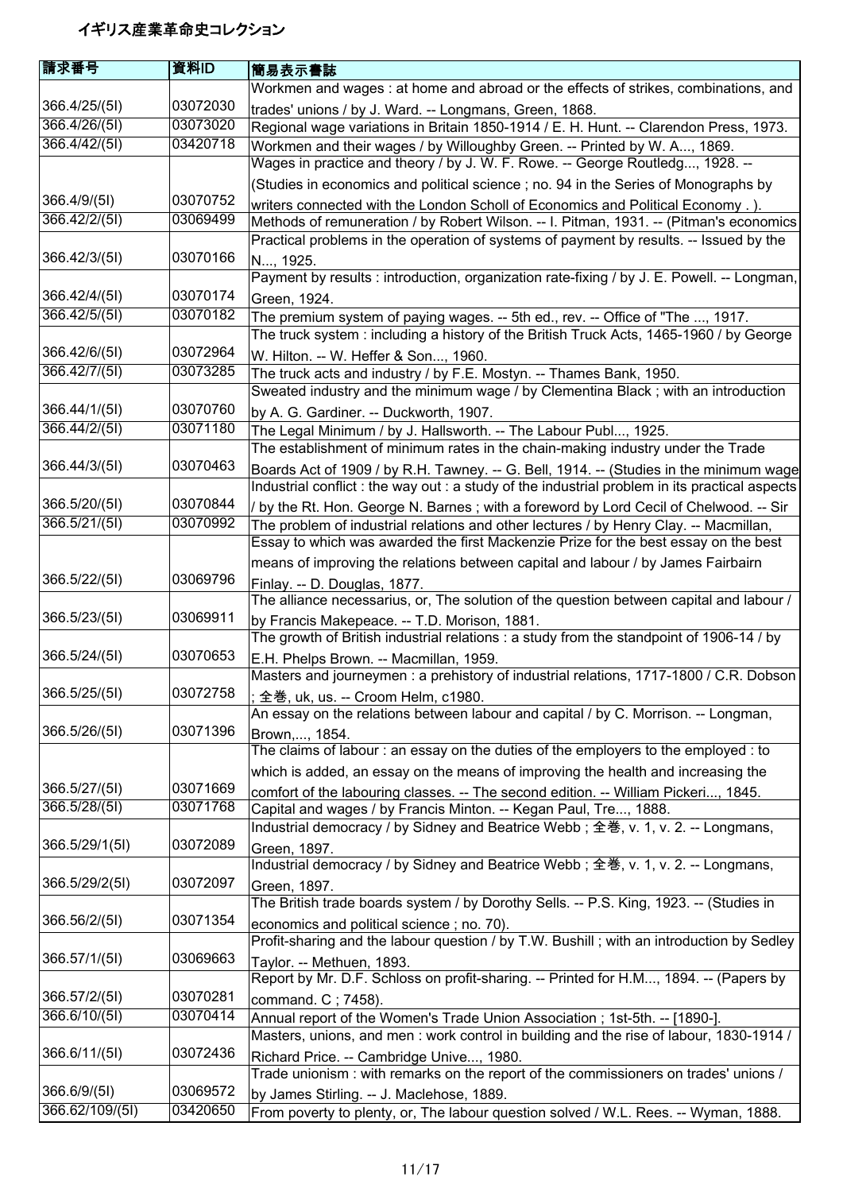# イギリス産業革命史コレクション

| 請求番号 | 資料ID | 簡易表示書誌 |
| --- | --- | --- |
| 366.4/25/(5I) | 03072030 | Workmen and wages : at home and abroad or the effects of strikes, combinations, and trades' unions / by J. Ward. -- Longmans, Green, 1868. |
| 366.4/26/(5I) | 03073020 | Regional wage variations in Britain 1850-1914 / E. H. Hunt. -- Clarendon Press, 1973. |
| 366.4/42/(5I) | 03420718 | Workmen and their wages / by Willoughby Green. -- Printed by W. A..., 1869. |
| 366.4/9/(5I) | 03070752 | Wages in practice and theory / by J. W. F. Rowe. -- George Routledg..., 1928. -- (Studies in economics and political science ; no. 94 in the Series of Monographs by writers connected with the London Scholl of Economics and Political Economy . ). |
| 366.42/2/(5I) | 03069499 | Methods of remuneration / by Robert Wilson. -- I. Pitman, 1931. -- (Pitman's economics |
| 366.42/3/(5I) | 03070166 | Practical problems in the operation of systems of payment by results. -- Issued by the N..., 1925. |
| 366.42/4/(5I) | 03070174 | Payment by results : introduction, organization rate-fixing / by J. E. Powell. -- Longman, Green, 1924. |
| 366.42/5/(5I) | 03070182 | The premium system of paying wages. -- 5th ed., rev. -- Office of "The ..., 1917. |
| 366.42/6/(5I) | 03072964 | The truck system : including a history of the British Truck Acts, 1465-1960 / by George W. Hilton. -- W. Heffer & Son..., 1960. |
| 366.42/7/(5I) | 03073285 | The truck acts and industry / by F.E. Mostyn. -- Thames Bank, 1950. |
| 366.44/1/(5I) | 03070760 | Sweated industry and the minimum wage / by Clementina Black ; with an introduction by A. G. Gardiner. -- Duckworth, 1907. |
| 366.44/2/(5I) | 03071180 | The Legal Minimum / by J. Hallsworth. -- The Labour Publ..., 1925. |
| 366.44/3/(5I) | 03070463 | The establishment of minimum rates in the chain-making industry under the Trade Boards Act of 1909 / by R.H. Tawney. -- G. Bell, 1914. -- (Studies in the minimum wage |
| 366.5/20/(5I) | 03070844 | Industrial conflict : the way out : a study of the industrial problem in its practical aspects / by the Rt. Hon. George N. Barnes ; with a foreword by Lord Cecil of Chelwood. -- Sir |
| 366.5/21/(5I) | 03070992 | The problem of industrial relations and other lectures / by Henry Clay. -- Macmillan, |
| 366.5/22/(5I) | 03069796 | Essay to which was awarded the first Mackenzie Prize for the best essay on the best means of improving the relations between capital and labour / by James Fairbairn Finlay. -- D. Douglas, 1877. |
| 366.5/23/(5I) | 03069911 | The alliance necessarius, or, The solution of the question between capital and labour / by Francis Makepeace. -- T.D. Morison, 1881. |
| 366.5/24/(5I) | 03070653 | The growth of British industrial relations : a study from the standpoint of 1906-14 / by E.H. Phelps Brown. -- Macmillan, 1959. |
| 366.5/25/(5I) | 03072758 | Masters and journeymen : a prehistory of industrial relations, 1717-1800 / C.R. Dobson ; 全巻, uk, us. -- Croom Helm, c1980. |
| 366.5/26/(5I) | 03071396 | An essay on the relations between labour and capital / by C. Morrison. -- Longman, Brown,..., 1854. |
| 366.5/27/(5I) | 03071669 | The claims of labour : an essay on the duties of the employers to the employed : to which is added, an essay on the means of improving the health and increasing the comfort of the labouring classes. -- The second edition. -- William Pickeri..., 1845. |
| 366.5/28/(5I) | 03071768 | Capital and wages / by Francis Minton. -- Kegan Paul, Tre..., 1888. |
| 366.5/29/1(5I) | 03072089 | Industrial democracy / by Sidney and Beatrice Webb ; 全巻, v. 1, v. 2. -- Longmans, Green, 1897. |
| 366.5/29/2(5I) | 03072097 | Industrial democracy / by Sidney and Beatrice Webb ; 全巻, v. 1, v. 2. -- Longmans, Green, 1897. |
| 366.56/2/(5I) | 03071354 | The British trade boards system / by Dorothy Sells. -- P.S. King, 1923. -- (Studies in economics and political science ; no. 70). |
| 366.57/1/(5I) | 03069663 | Profit-sharing and the labour question / by T.W. Bushill ; with an introduction by Sedley Taylor. -- Methuen, 1893. |
| 366.57/2/(5I) | 03070281 | Report by Mr. D.F. Schloss on profit-sharing. -- Printed for H.M..., 1894. -- (Papers by command. C ; 7458). |
| 366.6/10/(5I) | 03070414 | Annual report of the Women's Trade Union Association ; 1st-5th. -- [1890-]. |
| 366.6/11/(5I) | 03072436 | Masters, unions, and men : work control in building and the rise of labour, 1830-1914 / Richard Price. -- Cambridge Unive..., 1980. |
| 366.6/9/(5I) | 03069572 | Trade unionism : with remarks on the report of the commissioners on trades' unions / by James Stirling. -- J. Maclehose, 1889. |
| 366.62/109/(5I) | 03420650 | From poverty to plenty, or, The labour question solved / W.L. Rees. -- Wyman, 1888. |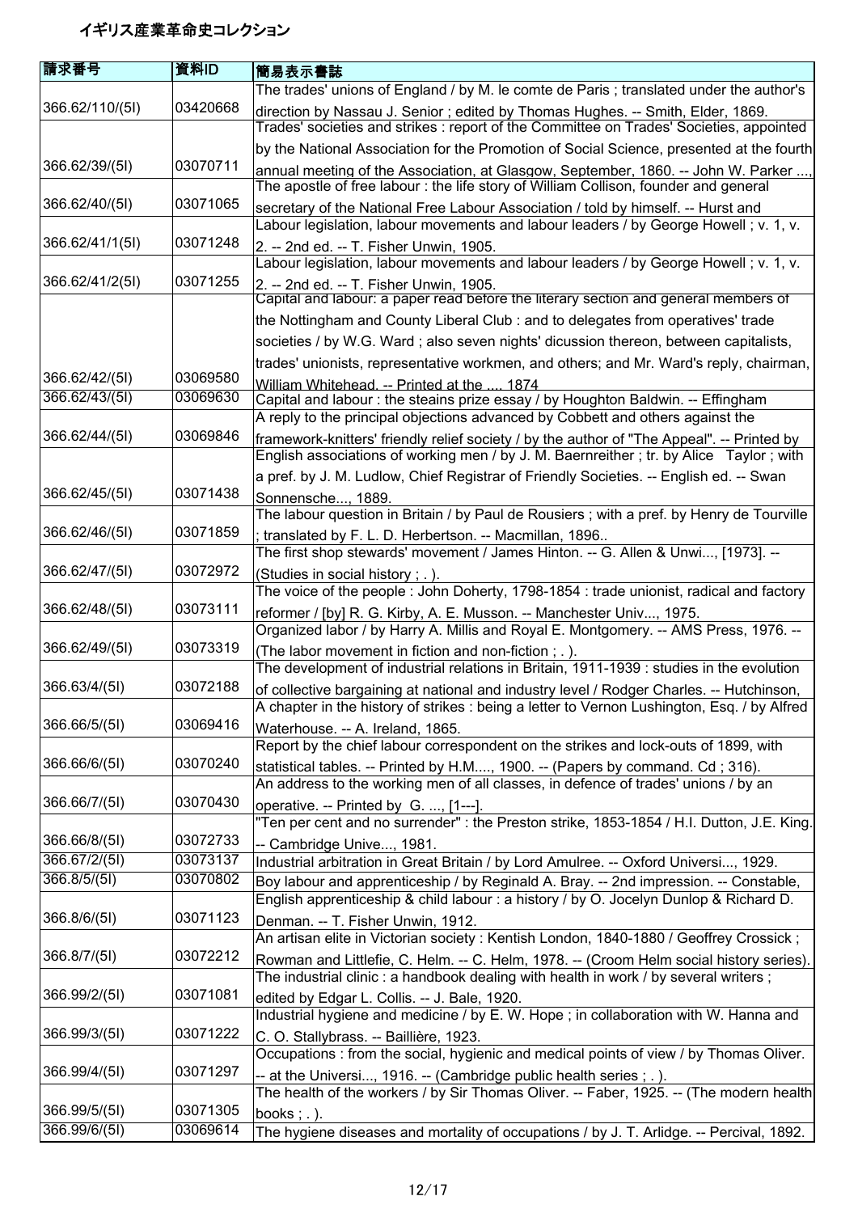# イギリス産業革命史コレクション

| 請求番号 | 資料ID | 簡易表示書誌 |
| --- | --- | --- |
| 366.62/110/(5I) | 03420668 | The trades' unions of England / by M. le comte de Paris ; translated under the author's direction by Nassau J. Senior ; edited by Thomas Hughes. -- Smith, Elder, 1869. |
| 366.62/39/(5I) | 03070711 | Trades' societies and strikes : report of the Committee on Trades' Societies, appointed by the National Association for the Promotion of Social Science, presented at the fourth annual meeting of the Association, at Glasgow, September, 1860. -- John W. Parker ..., |
| 366.62/40/(5I) | 03071065 | The apostle of free labour : the life story of William Collison, founder and general secretary of the National Free Labour Association / told by himself. -- Hurst and |
| 366.62/41/1(5I) | 03071248 | Labour legislation, labour movements and labour leaders / by George Howell ; v. 1, v. 2. -- 2nd ed. -- T. Fisher Unwin, 1905. |
| 366.62/41/2(5I) | 03071255 | Labour legislation, labour movements and labour leaders / by George Howell ; v. 1, v. 2. -- 2nd ed. -- T. Fisher Unwin, 1905. |
| 366.62/42/(5I) | 03069580 | Capital and labour: a paper read before the literary section and general members of the Nottingham and County Liberal Club : and to delegates from operatives' trade societies / by W.G. Ward ; also seven nights' dicussion thereon, between capitalists, trades' unionists, representative workmen, and others; and Mr. Ward's reply, chairman, William Whitehead. -- Printed at the ..., 1874 |
| 366.62/43/(5I) | 03069630 | Capital and labour : the steains prize essay / by Houghton Baldwin. -- Effingham |
| 366.62/44/(5I) | 03069846 | A reply to the principal objections advanced by Cobbett and others against the framework-knitters' friendly relief society / by the author of "The Appeal". -- Printed by |
| 366.62/45/(5I) | 03071438 | English associations of working men / by J. M. Baernreither ; tr. by Alice Taylor ; with a pref. by J. M. Ludlow, Chief Registrar of Friendly Societies. -- English ed. -- Swan Sonnensche..., 1889. |
| 366.62/46/(5I) | 03071859 | The labour question in Britain / by Paul de Rousiers ; with a pref. by Henry de Tourville ; translated by F. L. D. Herbertson. -- Macmillan, 1896.. |
| 366.62/47/(5I) | 03072972 | The first shop stewards' movement / James Hinton. -- G. Allen & Unwi..., [1973]. -- (Studies in social history ; . ). |
| 366.62/48/(5I) | 03073111 | The voice of the people : John Doherty, 1798-1854 : trade unionist, radical and factory reformer / [by] R. G. Kirby, A. E. Musson. -- Manchester Univ..., 1975. |
| 366.62/49/(5I) | 03073319 | Organized labor / by Harry A. Millis and Royal E. Montgomery. -- AMS Press, 1976. -- (The labor movement in fiction and non-fiction ; . ). |
| 366.63/4/(5I) | 03072188 | The development of industrial relations in Britain, 1911-1939 : studies in the evolution of collective bargaining at national and industry level / Rodger Charles. -- Hutchinson, |
| 366.66/5/(5I) | 03069416 | A chapter in the history of strikes : being a letter to Vernon Lushington, Esq. / by Alfred Waterhouse. -- A. Ireland, 1865. |
| 366.66/6/(5I) | 03070240 | Report by the chief labour correspondent on the strikes and lock-outs of 1899, with statistical tables. -- Printed by H.M...., 1900. -- (Papers by command. Cd ; 316). |
| 366.66/7/(5I) | 03070430 | An address to the working men of all classes, in defence of trades' unions / by an operative. -- Printed by G. ..., [1---]. |
| 366.66/8/(5I) | 03072733 | "Ten per cent and no surrender" : the Preston strike, 1853-1854 / H.I. Dutton, J.E. King. -- Cambridge Unive..., 1981. |
| 366.67/2/(5I) | 03073137 | Industrial arbitration in Great Britain / by Lord Amulree. -- Oxford Universi..., 1929. |
| 366.8/5/(5I) | 03070802 | Boy labour and apprenticeship / by Reginald A. Bray. -- 2nd impression. -- Constable, |
| 366.8/6/(5I) | 03071123 | English apprenticeship & child labour : a history / by O. Jocelyn Dunlop & Richard D. Denman. -- T. Fisher Unwin, 1912. |
| 366.8/7/(5I) | 03072212 | An artisan elite in Victorian society : Kentish London, 1840-1880 / Geoffrey Crossick ; Rowman and Littlefie, C. Helm. -- C. Helm, 1978. -- (Croom Helm social history series). |
| 366.99/2/(5I) | 03071081 | The industrial clinic : a handbook dealing with health in work / by several writers ; edited by Edgar L. Collis. -- J. Bale, 1920. |
| 366.99/3/(5I) | 03071222 | Industrial hygiene and medicine / by E. W. Hope ; in collaboration with W. Hanna and C. O. Stallybrass. -- Baillière, 1923. |
| 366.99/4/(5I) | 03071297 | Occupations : from the social, hygienic and medical points of view / by Thomas Oliver. -- at the Universi..., 1916. -- (Cambridge public health series ; . ). |
| 366.99/5/(5I) | 03071305 | The health of the workers / by Sir Thomas Oliver. -- Faber, 1925. -- (The modern health books ; . ). |
| 366.99/6/(5I) | 03069614 | The hygiene diseases and mortality of occupations / by J. T. Arlidge. -- Percival, 1892. |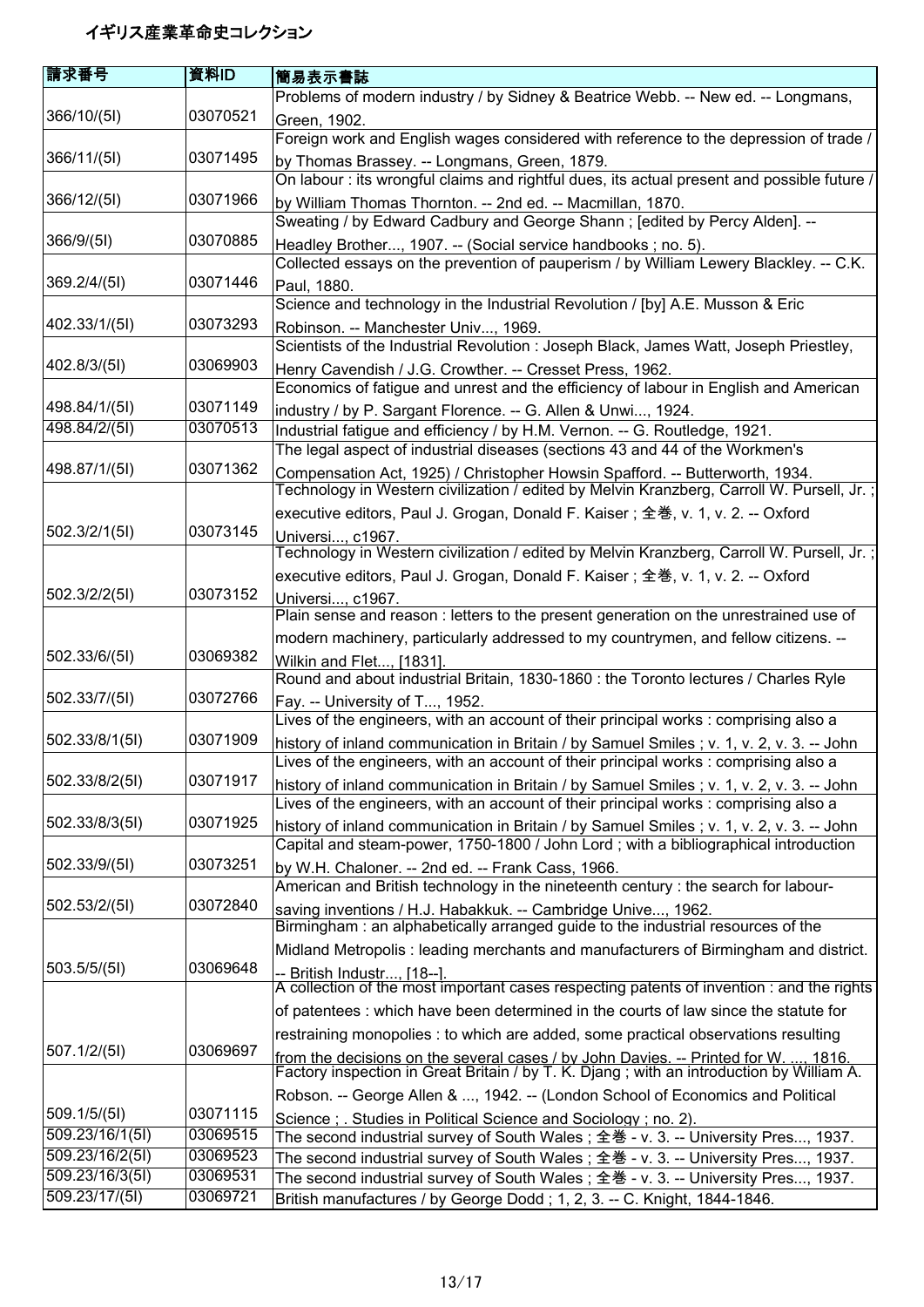# イギリス産業革命史コレクション

| 請求番号 | 資料ID | 簡易表示書誌 |
|---|---|---|
| 366/10/(5I) | 03070521 | Problems of modern industry / by Sidney & Beatrice Webb. -- New ed. -- Longmans, Green, 1902. |
| 366/11/(5I) | 03071495 | Foreign work and English wages considered with reference to the depression of trade / by Thomas Brassey. -- Longmans, Green, 1879. |
| 366/12/(5I) | 03071966 | On labour : its wrongful claims and rightful dues, its actual present and possible future / by William Thomas Thornton. -- 2nd ed. -- Macmillan, 1870. |
| 366/9/(5I) | 03070885 | Sweating / by Edward Cadbury and George Shann ; [edited by Percy Alden]. -- Headley Brother..., 1907. -- (Social service handbooks ; no. 5). |
| 369.2/4/(5I) | 03071446 | Collected essays on the prevention of pauperism / by William Lewery Blackley. -- C.K. Paul, 1880. |
| 402.33/1/(5I) | 03073293 | Science and technology in the Industrial Revolution / [by] A.E. Musson & Eric Robinson. -- Manchester Univ..., 1969. |
| 402.8/3/(5I) | 03069903 | Scientists of the Industrial Revolution : Joseph Black, James Watt, Joseph Priestley, Henry Cavendish / J.G. Crowther. -- Cresset Press, 1962. |
| 498.84/1/(5I) | 03071149 | Economics of fatigue and unrest and the efficiency of labour in English and American industry / by P. Sargant Florence. -- G. Allen & Unwi..., 1924. |
| 498.84/2/(5I) | 03070513 | Industrial fatigue and efficiency / by H.M. Vernon. -- G. Routledge, 1921. |
| 498.87/1/(5I) | 03071362 | The legal aspect of industrial diseases (sections 43 and 44 of the Workmen's Compensation Act, 1925) / Christopher Howsin Spafford. -- Butterworth, 1934. |
| 502.3/2/1(5I) | 03073145 | Technology in Western civilization / edited by Melvin Kranzberg, Carroll W. Pursell, Jr. ; executive editors, Paul J. Grogan, Donald F. Kaiser ; 全巻, v. 1, v. 2. -- Oxford Universi..., c1967. |
| 502.3/2/2(5I) | 03073152 | Technology in Western civilization / edited by Melvin Kranzberg, Carroll W. Pursell, Jr. ; executive editors, Paul J. Grogan, Donald F. Kaiser ; 全巻, v. 1, v. 2. -- Oxford Universi..., c1967. |
| 502.33/6/(5I) | 03069382 | Plain sense and reason : letters to the present generation on the unrestrained use of modern machinery, particularly addressed to my countrymen, and fellow citizens. -- Wilkin and Flet..., [1831]. |
| 502.33/7/(5I) | 03072766 | Round and about industrial Britain, 1830-1860 : the Toronto lectures / Charles Ryle Fay. -- University of T..., 1952. |
| 502.33/8/1(5I) | 03071909 | Lives of the engineers, with an account of their principal works : comprising also a history of inland communication in Britain / by Samuel Smiles ; v. 1, v. 2, v. 3. -- John |
| 502.33/8/2(5I) | 03071917 | Lives of the engineers, with an account of their principal works : comprising also a history of inland communication in Britain / by Samuel Smiles ; v. 1, v. 2, v. 3. -- John |
| 502.33/8/3(5I) | 03071925 | Lives of the engineers, with an account of their principal works : comprising also a history of inland communication in Britain / by Samuel Smiles ; v. 1, v. 2, v. 3. -- John |
| 502.33/9/(5I) | 03073251 | Capital and steam-power, 1750-1800 / John Lord ; with a bibliographical introduction by W.H. Chaloner. -- 2nd ed. -- Frank Cass, 1966. |
| 502.53/2/(5I) | 03072840 | American and British technology in the nineteenth century : the search for labour-saving inventions / H.J. Habakkuk. -- Cambridge Unive..., 1962. |
| 503.5/5/(5I) | 03069648 | Birmingham : an alphabetically arranged guide to the industrial resources of the Midland Metropolis : leading merchants and manufacturers of Birmingham and district. -- British Industr..., [18--]. |
| 507.1/2/(5I) | 03069697 | A collection of the most important cases respecting patents of invention : and the rights of patentees : which have been determined in the courts of law since the statute for restraining monopolies : to which are added, some practical observations resulting from the decisions on the several cases / by John Davies. -- Printed for W. ..., 1816. |
| 509.1/5/(5I) | 03071115 | Factory inspection in Great Britain / by T. K. Djang ; with an introduction by William A. Robson. -- George Allen & ..., 1942. -- (London School of Economics and Political Science ; . Studies in Political Science and Sociology ; no. 2). |
| 509.23/16/1(5I) | 03069515 | The second industrial survey of South Wales ; 全巻 - v. 3. -- University Pres..., 1937. |
| 509.23/16/2(5I) | 03069523 | The second industrial survey of South Wales ; 全巻 - v. 3. -- University Pres..., 1937. |
| 509.23/16/3(5I) | 03069531 | The second industrial survey of South Wales ; 全巻 - v. 3. -- University Pres..., 1937. |
| 509.23/17/(5I) | 03069721 | British manufactures / by George Dodd ; 1, 2, 3. -- C. Knight, 1844-1846. |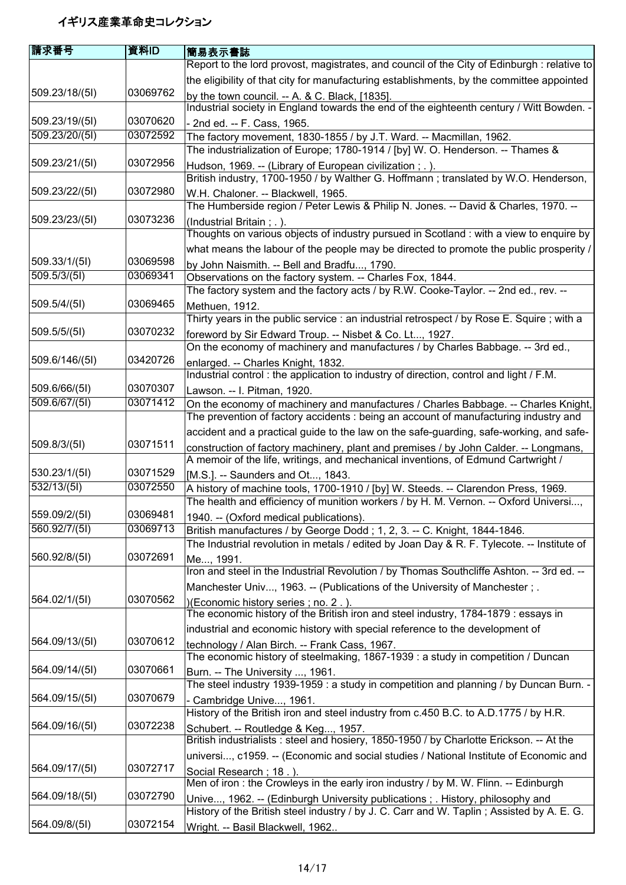# イギリス産業革命史コレクション

| 請求番号 | 資料ID | 簡易表示書誌 |
| --- | --- | --- |
| 509.23/18/(5I) | 03069762 | Report to the lord provost, magistrates, and council of the City of Edinburgh : relative to the eligibility of that city for manufacturing establishments, by the committee appointed by the town council. -- A. & C. Black, [1835]. |
| 509.23/19/(5I) | 03070620 | Industrial society in England towards the end of the eighteenth century / Witt Bowden. -- 2nd ed. -- F. Cass, 1965. |
| 509.23/20/(5I) | 03072592 | The factory movement, 1830-1855 / by J.T. Ward. -- Macmillan, 1962. |
| 509.23/21/(5I) | 03072956 | The industrialization of Europe; 1780-1914 / [by] W. O. Henderson. -- Thames & Hudson, 1969. -- (Library of European civilization ; . ). |
| 509.23/22/(5I) | 03072980 | British industry, 1700-1950 / by Walther G. Hoffmann ; translated by W.O. Henderson, W.H. Chaloner. -- Blackwell, 1965. |
| 509.23/23/(5I) | 03073236 | The Humberside region / Peter Lewis & Philip N. Jones. -- David & Charles, 1970. -- (Industrial Britain ; . ). |
| 509.33/1/(5I) | 03069598 | Thoughts on various objects of industry pursued in Scotland : with a view to enquire by what means the labour of the people may be directed to promote the public prosperity / by John Naismith. -- Bell and Bradfu..., 1790. |
| 509.5/3/(5I) | 03069341 | Observations on the factory system. -- Charles Fox, 1844. |
| 509.5/4/(5I) | 03069465 | The factory system and the factory acts / by R.W. Cooke-Taylor. -- 2nd ed., rev. -- Methuen, 1912. |
| 509.5/5/(5I) | 03070232 | Thirty years in the public service : an industrial retrospect / by Rose E. Squire ; with a foreword by Sir Edward Troup. -- Nisbet & Co. Lt..., 1927. |
| 509.6/146/(5I) | 03420726 | On the economy of machinery and manufactures / by Charles Babbage. -- 3rd ed., enlarged. -- Charles Knight, 1832. |
| 509.6/66/(5I) | 03070307 | Industrial control : the application to industry of direction, control and light / F.M. Lawson. -- I. Pitman, 1920. |
| 509.6/67/(5I) | 03071412 | On the economy of machinery and manufactures / Charles Babbage. -- Charles Knight, |
| 509.8/3/(5I) | 03071511 | The prevention of factory accidents : being an account of manufacturing industry and accident and a practical guide to the law on the safe-guarding, safe-working, and safe-construction of factory machinery, plant and premises / by John Calder. -- Longmans, |
| 530.23/1/(5I) | 03071529 | A memoir of the life, writings, and mechanical inventions, of Edmund Cartwright / [M.S.]. -- Saunders and Ot..., 1843. |
| 532/13/(5I) | 03072550 | A history of machine tools, 1700-1910 / [by] W. Steeds. -- Clarendon Press, 1969. |
| 559.09/2/(5I) | 03069481 | The health and efficiency of munition workers / by H. M. Vernon. -- Oxford Universi..., 1940. -- (Oxford medical publications). |
| 560.92/7/(5I) | 03069713 | British manufactures / by George Dodd ; 1, 2, 3. -- C. Knight, 1844-1846. |
| 560.92/8/(5I) | 03072691 | The Industrial revolution in metals / edited by Joan Day & R. F. Tylecote. -- Institute of Me..., 1991. |
| 564.02/1/(5I) | 03070562 | Iron and steel in the Industrial Revolution / by Thomas Southcliffe Ashton. -- 3rd ed. -- Manchester Univ..., 1963. -- (Publications of the University of Manchester ; . )(Economic history series ; no. 2 . ). |
| 564.09/13/(5I) | 03070612 | The economic history of the British iron and steel industry, 1784-1879 : essays in industrial and economic history with special reference to the development of technology / Alan Birch. -- Frank Cass, 1967. |
| 564.09/14/(5I) | 03070661 | The economic history of steelmaking, 1867-1939 : a study in competition / Duncan Burn. -- The University ..., 1961. |
| 564.09/15/(5I) | 03070679 | The steel industry 1939-1959 : a study in competition and planning / by Duncan Burn. -- Cambridge Unive..., 1961. |
| 564.09/16/(5I) | 03072238 | History of the British iron and steel industry from c.450 B.C. to A.D.1775 / by H.R. Schubert. -- Routledge & Keg..., 1957. |
| 564.09/17/(5I) | 03072717 | British industrialists : steel and hosiery, 1850-1950 / by Charlotte Erickson. -- At the universi..., c1959. -- (Economic and social studies / National Institute of Economic and Social Research ; 18 . ). |
| 564.09/18/(5I) | 03072790 | Men of iron : the Crowleys in the early iron industry / by M. W. Flinn. -- Edinburgh Unive..., 1962. -- (Edinburgh University publications ; . History, philosophy and |
| 564.09/8/(5I) | 03072154 | History of the British steel industry / by J. C. Carr and W. Taplin ; Assisted by A. E. G. Wright. -- Basil Blackwell, 1962.. |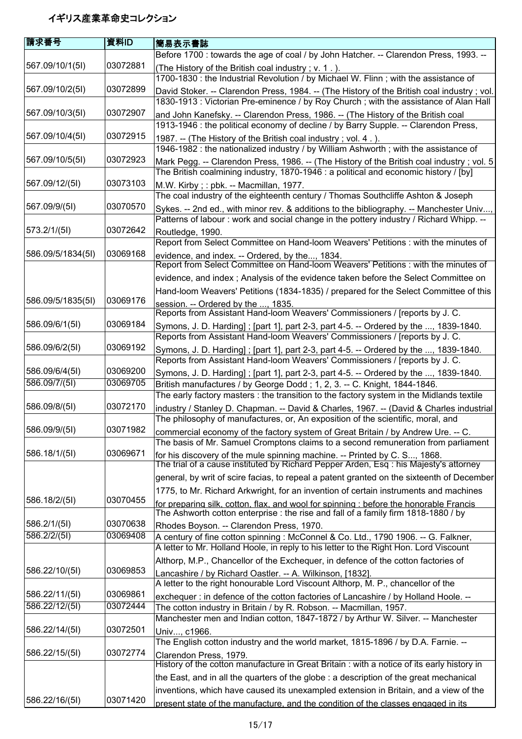# イギリス産業革命史コレクション

| 請求番号 | 資料ID | 簡易表示書誌 |
|---|---|---|
| 567.09/10/1(5I) | 03072881 | Before 1700 : towards the age of coal / by John Hatcher. -- Clarendon Press, 1993. -- (The History of the British coal industry ; v. 1 . ). |
| 567.09/10/2(5I) | 03072899 | 1700-1830 : the Industrial Revolution / by Michael W. Flinn ; with the assistance of David Stoker. -- Clarendon Press, 1984. -- (The History of the British coal industry ; vol. |
| 567.09/10/3(5I) | 03072907 | 1830-1913 : Victorian Pre-eminence / by Roy Church ; with the assistance of Alan Hall and John Kanefsky. -- Clarendon Press, 1986. -- (The History of the British coal |
| 567.09/10/4(5I) | 03072915 | 1913-1946 : the political economy of decline / by Barry Supple. -- Clarendon Press, 1987. -- (The History of the British coal industry ; vol. 4 . ). |
| 567.09/10/5(5I) | 03072923 | 1946-1982 : the nationalized industry / by William Ashworth ; with the assistance of Mark Pegg. -- Clarendon Press, 1986. -- (The History of the British coal industry ; vol. 5 |
| 567.09/12/(5I) | 03073103 | The British coalmining industry, 1870-1946 : a political and economic history / [by] M.W. Kirby ; : pbk. -- Macmillan, 1977. |
| 567.09/9/(5I) | 03070570 | The coal industry of the eighteenth century / Thomas Southcliffe Ashton & Joseph Sykes. -- 2nd ed., with minor rev. & additions to the bibliography. -- Manchester Univ..., |
| 573.2/1/(5I) | 03072642 | Patterns of labour : work and social change in the pottery industry / Richard Whipp. -- Routledge, 1990. |
| 586.09/5/1834(5I) | 03069168 | Report from Select Committee on Hand-loom Weavers' Petitions : with the minutes of evidence, and index. -- Ordered, by the..., 1834. |
| 586.09/5/1835(5I) | 03069176 | Report from Select Committee on Hand-loom Weavers' Petitions : with the minutes of evidence, and index ; Analysis of the evidence taken before the Select Committee on Hand-loom Weavers' Petitions (1834-1835) / prepared for the Select Committee of this session. -- Ordered by the ..., 1835. |
| 586.09/6/1(5I) | 03069184 | Reports from Assistant Hand-loom Weavers' Commissioners / [reports by J. C. Symons, J. D. Harding] ; [part 1], part 2-3, part 4-5. -- Ordered by the ..., 1839-1840. |
| 586.09/6/2(5I) | 03069192 | Reports from Assistant Hand-loom Weavers' Commissioners / [reports by J. C. Symons, J. D. Harding] ; [part 1], part 2-3, part 4-5. -- Ordered by the ..., 1839-1840. |
| 586.09/6/4(5I) | 03069200 | Reports from Assistant Hand-loom Weavers' Commissioners / [reports by J. C. Symons, J. D. Harding] ; [part 1], part 2-3, part 4-5. -- Ordered by the ..., 1839-1840. |
| 586.09/7/(5I) | 03069705 | British manufactures / by George Dodd ; 1, 2, 3. -- C. Knight, 1844-1846. |
| 586.09/8/(5I) | 03072170 | The early factory masters : the transition to the factory system in the Midlands textile industry / Stanley D. Chapman. -- David & Charles, 1967. -- (David & Charles industrial |
| 586.09/9/(5I) | 03071982 | The philosophy of manufactures, or, An exposition of the scientific, moral, and commercial economy of the factory system of Great Britain / by Andrew Ure. -- C. |
| 586.18/1/(5I) | 03069671 | The basis of Mr. Samuel Cromptons claims to a second remuneration from parliament for his discovery of the mule spinning machine. -- Printed by C. S..., 1868. |
| 586.18/2/(5I) | 03070455 | The trial of a cause instituted by Richard Pepper Arden, Esq : his Majesty's attorney general, by writ of scire facias, to repeal a patent granted on the sixteenth of December 1775, to Mr. Richard Arkwright, for an invention of certain instruments and machines for preparing silk, cotton, flax, and wool for spinning : before the honorable Francis |
| 586.2/1/(5I) | 03070638 | The Ashworth cotton enterprise : the rise and fall of a family firm 1818-1880 / by Rhodes Boyson. -- Clarendon Press, 1970. |
| 586.2/2/(5I) | 03069408 | A century of fine cotton spinning : McConnel & Co. Ltd., 1790 1906. -- G. Falkner, |
| 586.22/10/(5I) | 03069853 | A letter to Mr. Holland Hoole, in reply to his letter to the Right Hon. Lord Viscount Althorp, M.P., Chancellor of the Exchequer, in defence of the cotton factories of Lancashire / by Richard Oastler. -- A. Wilkinson, [1832]. |
| 586.22/11/(5I) | 03069861 | A letter to the right honourable Lord Viscount Althorp, M. P., chancellor of the exchequer : in defence of the cotton factories of Lancashire / by Holland Hoole. -- |
| 586.22/12/(5I) | 03072444 | The cotton industry in Britain / by R. Robson. -- Macmillan, 1957. |
| 586.22/14/(5I) | 03072501 | Manchester men and Indian cotton, 1847-1872 / by Arthur W. Silver. -- Manchester Univ..., c1966. |
| 586.22/15/(5I) | 03072774 | The English cotton industry and the world market, 1815-1896 / by D.A. Farnie. -- Clarendon Press, 1979. |
| 586.22/16/(5I) | 03071420 | History of the cotton manufacture in Great Britain : with a notice of its early history in the East, and in all the quarters of the globe : a description of the great mechanical inventions, which have caused its unexampled extension in Britain, and a view of the present state of the manufacture, and the condition of the classes engaged in its |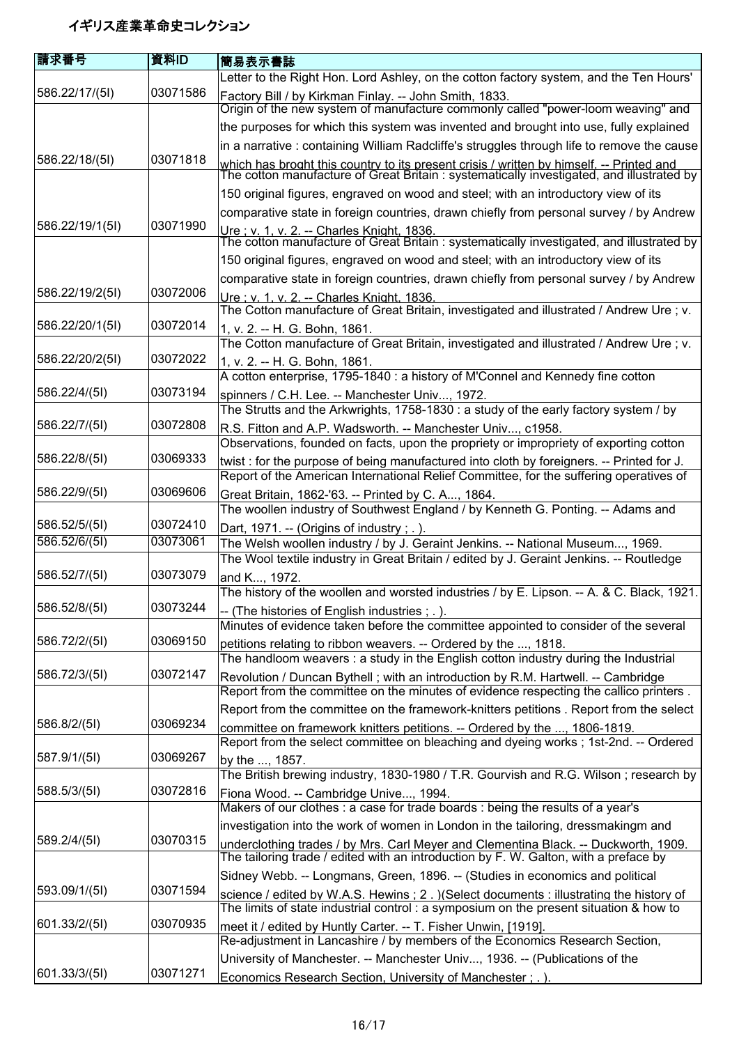# イギリス産業革命史コレクション

| 請求番号 | 資料ID | 簡易表示書誌 |
|---|---|---|
| 586.22/17/(5I) | 03071586 | Letter to the Right Hon. Lord Ashley, on the cotton factory system, and the Ten Hours' Factory Bill / by Kirkman Finlay. -- John Smith, 1833. |
| 586.22/18/(5I) | 03071818 | Origin of the new system of manufacture commonly called "power-loom weaving" and the purposes for which this system was invented and brought into use, fully explained in a narrative : containing William Radcliffe's struggles through life to remove the cause which has broght this country to its present crisis / written by himself. -- Printed and |
| 586.22/19/1(5I) | 03071990 | The cotton manufacture of Great Britain : systematically investigated, and illustrated by 150 original figures, engraved on wood and steel; with an introductory view of its comparative state in foreign countries, drawn chiefly from personal survey / by Andrew Ure ; v. 1, v. 2. -- Charles Knight, 1836. |
| 586.22/19/2(5I) | 03072006 | The cotton manufacture of Great Britain : systematically investigated, and illustrated by 150 original figures, engraved on wood and steel; with an introductory view of its comparative state in foreign countries, drawn chiefly from personal survey / by Andrew Ure ; v. 1, v. 2. -- Charles Knight, 1836. |
| 586.22/20/1(5I) | 03072014 | The Cotton manufacture of Great Britain, investigated and illustrated / Andrew Ure ; v. 1, v. 2. -- H. G. Bohn, 1861. |
| 586.22/20/2(5I) | 03072022 | The Cotton manufacture of Great Britain, investigated and illustrated / Andrew Ure ; v. 1, v. 2. -- H. G. Bohn, 1861. |
| 586.22/4/(5I) | 03073194 | A cotton enterprise, 1795-1840 : a history of M'Connel and Kennedy fine cotton spinners / C.H. Lee. -- Manchester Univ..., 1972. |
| 586.22/7/(5I) | 03072808 | The Strutts and the Arkwrights, 1758-1830 : a study of the early factory system / by R.S. Fitton and A.P. Wadsworth. -- Manchester Univ..., c1958. |
| 586.22/8/(5I) | 03069333 | Observations, founded on facts, upon the propriety or impropriety of exporting cotton twist : for the purpose of being manufactured into cloth by foreigners. -- Printed for J. |
| 586.22/9/(5I) | 03069606 | Report of the American International Relief Committee, for the suffering operatives of Great Britain, 1862-'63. -- Printed by C. A..., 1864. |
| 586.52/5/(5I) | 03072410 | The woollen industry of Southwest England / by Kenneth G. Ponting. -- Adams and Dart, 1971. -- (Origins of industry ; . ). |
| 586.52/6/(5I) | 03073061 | The Welsh woollen industry / by J. Geraint Jenkins. -- National Museum..., 1969. |
| 586.52/7/(5I) | 03073079 | The Wool textile industry in Great Britain / edited by J. Geraint Jenkins. -- Routledge and K..., 1972. |
| 586.52/8/(5I) | 03073244 | The history of the woollen and worsted industries / by E. Lipson. -- A. & C. Black, 1921. -- (The histories of English industries ; . ). |
| 586.72/2/(5I) | 03069150 | Minutes of evidence taken before the committee appointed to consider of the several petitions relating to ribbon weavers. -- Ordered by the ..., 1818. |
| 586.72/3/(5I) | 03072147 | The handloom weavers : a study in the English cotton industry during the Industrial Revolution / Duncan Bythell ; with an introduction by R.M. Hartwell. -- Cambridge |
| 586.8/2/(5I) | 03069234 | Report from the committee on the minutes of evidence respecting the callico printers . Report from the committee on the framework-knitters petitions . Report from the select committee on framework knitters petitions. -- Ordered by the ..., 1806-1819. |
| 587.9/1/(5I) | 03069267 | Report from the select committee on bleaching and dyeing works ; 1st-2nd. -- Ordered by the ..., 1857. |
| 588.5/3/(5I) | 03072816 | The British brewing industry, 1830-1980 / T.R. Gourvish and R.G. Wilson ; research by Fiona Wood. -- Cambridge Unive..., 1994. |
| 589.2/4/(5I) | 03070315 | Makers of our clothes : a case for trade boards : being the results of a year's investigation into the work of women in London in the tailoring, dressmakingm and underclothing trades / by Mrs. Carl Meyer and Clementina Black. -- Duckworth, 1909. |
| 593.09/1/(5I) | 03071594 | The tailoring trade / edited with an introduction by F. W. Galton, with a preface by Sidney Webb. -- Longmans, Green, 1896. -- (Studies in economics and political science / edited by W.A.S. Hewins ; 2 . )(Select documents : illustrating the history of |
| 601.33/2/(5I) | 03070935 | The limits of state industrial control : a symposium on the present situation & how to meet it / edited by Huntly Carter. -- T. Fisher Unwin, [1919]. |
| 601.33/3/(5I) | 03071271 | Re-adjustment in Lancashire / by members of the Economics Research Section, University of Manchester. -- Manchester Univ..., 1936. -- (Publications of the Economics Research Section, University of Manchester ; . ). |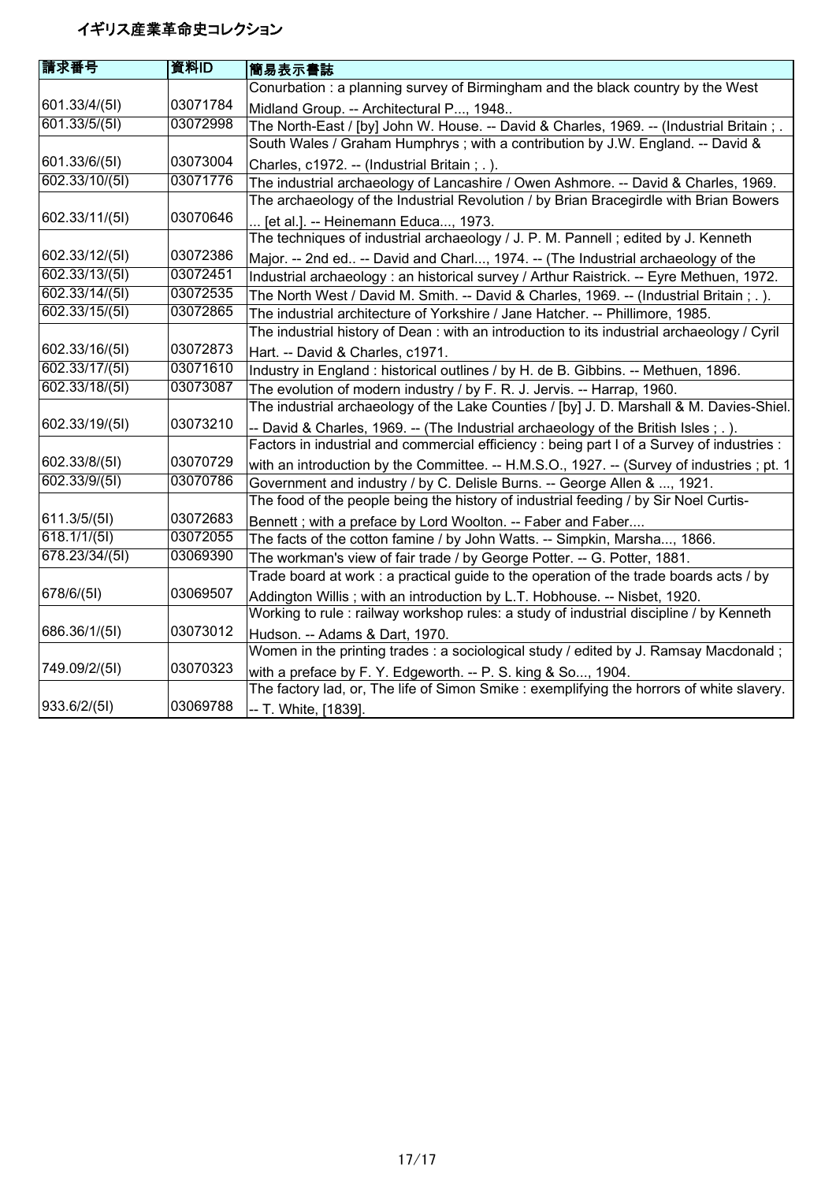# イギリス産業革命史コレクション

| 請求番号 | 資料ID | 簡易表示書誌 |
|---|---|---|
| 601.33/4/(5I) | 03071784 | Conurbation : a planning survey of Birmingham and the black country by the West Midland Group. -- Architectural P..., 1948.. |
| 601.33/5/(5I) | 03072998 | The North-East / [by] John W. House. -- David & Charles, 1969. -- (Industrial Britain ; . |
| 601.33/6/(5I) | 03073004 | South Wales / Graham Humphrys ; with a contribution by J.W. England. -- David & Charles, c1972. -- (Industrial Britain ; . ). |
| 602.33/10/(5I) | 03071776 | The industrial archaeology of Lancashire / Owen Ashmore. -- David & Charles, 1969. |
| 602.33/11/(5I) | 03070646 | The archaeology of the Industrial Revolution / by Brian Bracegirdle with Brian Bowers ... [et al.]. -- Heinemann Educa..., 1973. |
| 602.33/12/(5I) | 03072386 | The techniques of industrial archaeology / J. P. M. Pannell ; edited by J. Kenneth Major. -- 2nd ed.. -- David and Charl..., 1974. -- (The Industrial archaeology of the |
| 602.33/13/(5I) | 03072451 | Industrial archaeology : an historical survey / Arthur Raistrick. -- Eyre Methuen, 1972. |
| 602.33/14/(5I) | 03072535 | The North West / David M. Smith. -- David & Charles, 1969. -- (Industrial Britain ; . ). |
| 602.33/15/(5I) | 03072865 | The industrial architecture of Yorkshire / Jane Hatcher. -- Phillimore, 1985. |
| 602.33/16/(5I) | 03072873 | The industrial history of Dean : with an introduction to its industrial archaeology / Cyril Hart. -- David & Charles, c1971. |
| 602.33/17/(5I) | 03071610 | Industry in England : historical outlines / by H. de B. Gibbins. -- Methuen, 1896. |
| 602.33/18/(5I) | 03073087 | The evolution of modern industry / by F. R. J. Jervis. -- Harrap, 1960. |
| 602.33/19/(5I) | 03073210 | The industrial archaeology of the Lake Counties / [by] J. D. Marshall & M. Davies-Shiel. -- David & Charles, 1969. -- (The Industrial archaeology of the British Isles ; . ). |
| 602.33/8/(5I) | 03070729 | Factors in industrial and commercial efficiency : being part I of a Survey of industries : with an introduction by the Committee. -- H.M.S.O., 1927. -- (Survey of industries ; pt. 1 |
| 602.33/9/(5I) | 03070786 | Government and industry / by C. Delisle Burns. -- George Allen & ..., 1921. |
| 611.3/5/(5I) | 03072683 | The food of the people being the history of industrial feeding / by Sir Noel Curtis-Bennett ; with a preface by Lord Woolton. -- Faber and Faber.... |
| 618.1/1/(5I) | 03072055 | The facts of the cotton famine / by John Watts. -- Simpkin, Marsha..., 1866. |
| 678.23/34/(5I) | 03069390 | The workman's view of fair trade / by George Potter. -- G. Potter, 1881. |
| 678/6/(5I) | 03069507 | Trade board at work : a practical guide to the operation of the trade boards acts / by Addington Willis ; with an introduction by L.T. Hobhouse. -- Nisbet, 1920. |
| 686.36/1/(5I) | 03073012 | Working to rule : railway workshop rules: a study of industrial discipline / by Kenneth Hudson. -- Adams & Dart, 1970. |
| 749.09/2/(5I) | 03070323 | Women in the printing trades : a sociological study / edited by J. Ramsay Macdonald ; with a preface by F. Y. Edgeworth. -- P. S. king & So..., 1904. |
| 933.6/2/(5I) | 03069788 | The factory lad, or, The life of Simon Smike : exemplifying the horrors of white slavery. -- T. White, [1839]. |